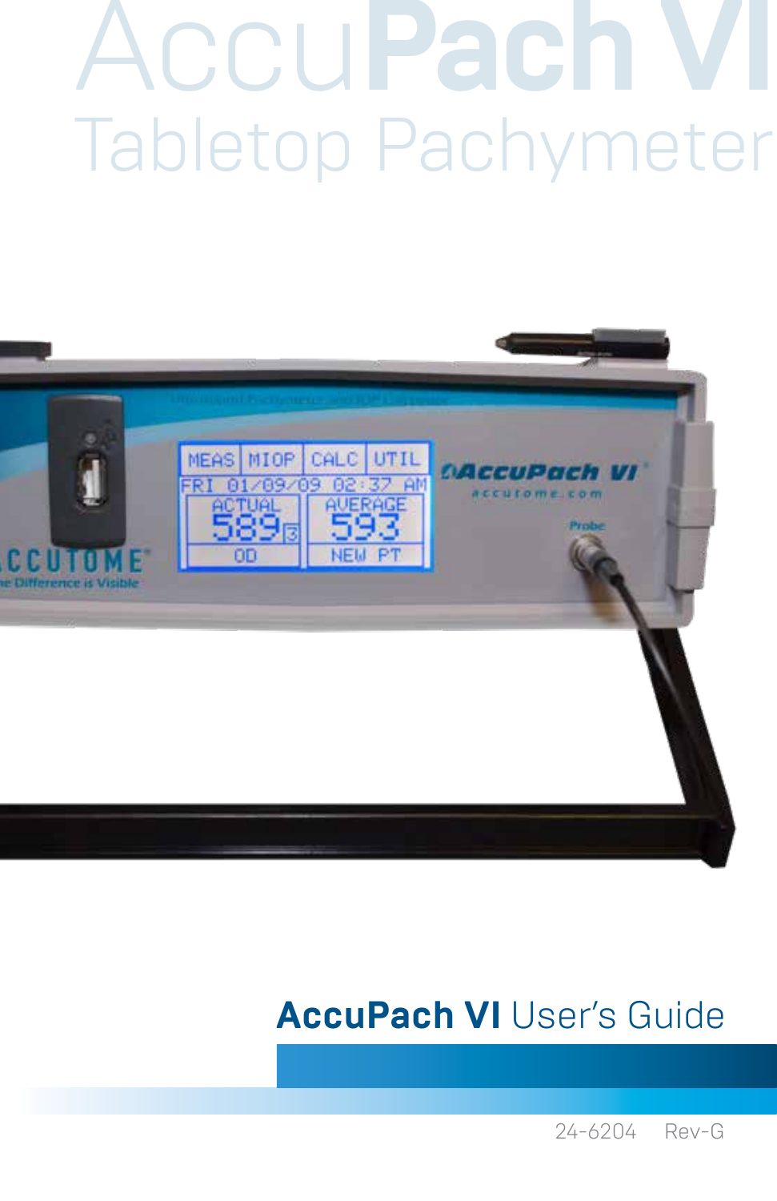# AccuPach VI

## Tabletop Pachymeter

**AccuPach VI** User's Guide

24-6204 Rev-G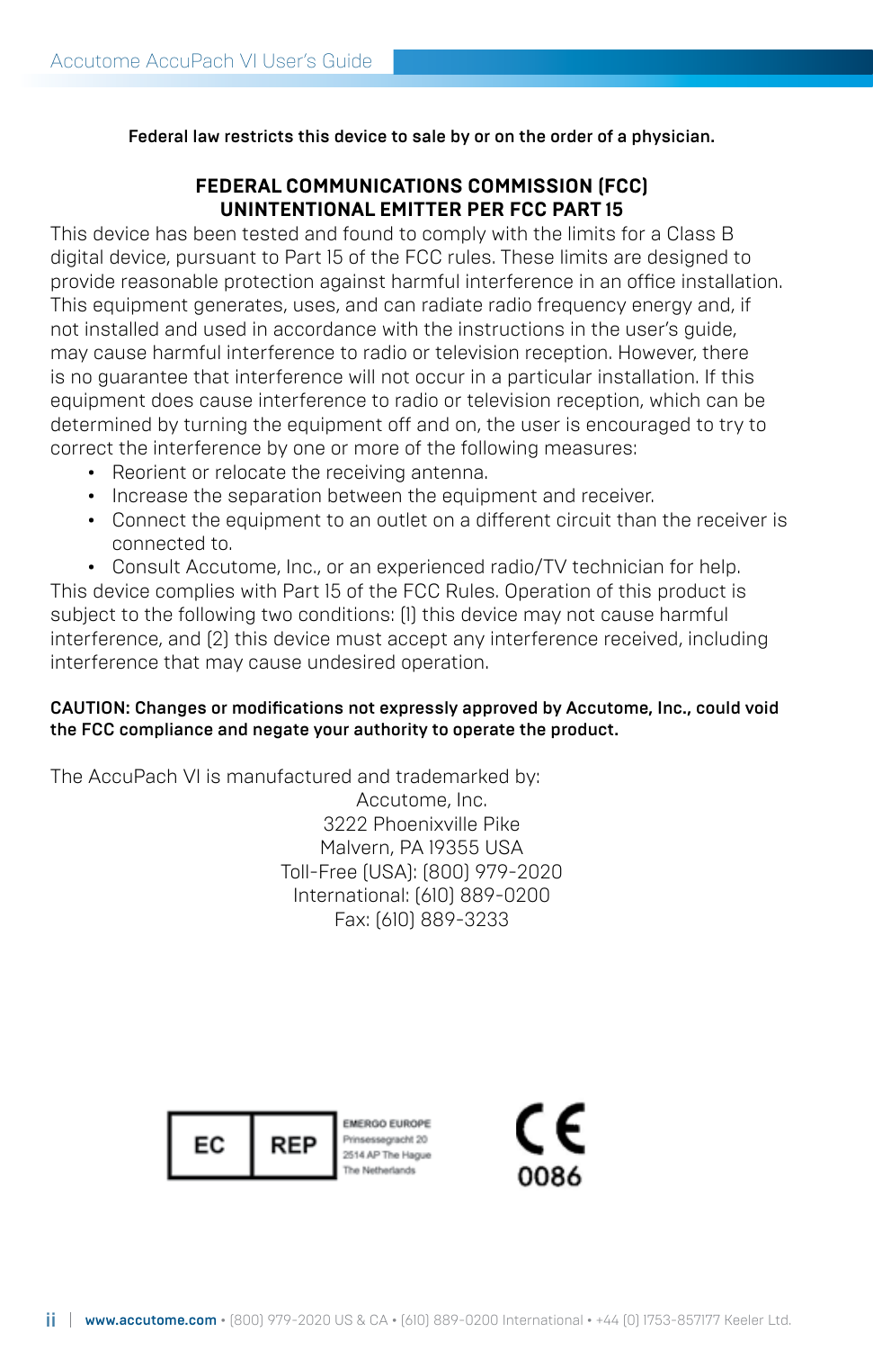**Federal law restricts this device to sale by or on the order of a physician.**

## FEDERAL COMMUNICATIONS COMMISSION (FCC) UNINTENTIONAL EMITTER PER FCC PART 15

This device has been tested and found to comply with the limits for a Class B digital device, pursuant to Part 15 of the FCC rules. These limits are designed to provide reasonable protection against harmful interference in an office installation. This equipment generates, uses, and can radiate radio frequency energy and, if not installed and used in accordance with the instructions in the user's guide, may cause harmful interference to radio or television reception. However, there is no guarantee that interference will not occur in a particular installation. If this equipment does cause interference to radio or television reception, which can be determined by turning the equipment off and on, the user is encouraged to try to correct the interference by one or more of the following measures:

- Reorient or relocate the receiving antenna.
- Increase the separation between the equipment and receiver.
- Connect the equipment to an outlet on a different circuit than the receiver is connected to.
- Consult Accutome, Inc., or an experienced radio/TV technician for help.

This device complies with Part 15 of the FCC Rules. Operation of this product is subject to the following two conditions: (1) this device may not cause harmful interference, and (2) this device must accept any interference received, including interference that may cause undesired operation.

**CAUTION: Changes or modifications not expressly approved by Accutome, Inc., could void the FCC compliance and negate your authority to operate the product.**

The AccuPach VI is manufactured and trademarked by:

Accutome, Inc.
3222 Phoenixville Pike
Malvern, PA 19355 USA
Toll-Free (USA): (800) 979-2020
International: (610) 889-0200
Fax: (610) 889-3233

EC REP
EMERGO EUROPE
Prinsessegracht 20
2514 AP The Hague
The Netherlands

CE 0086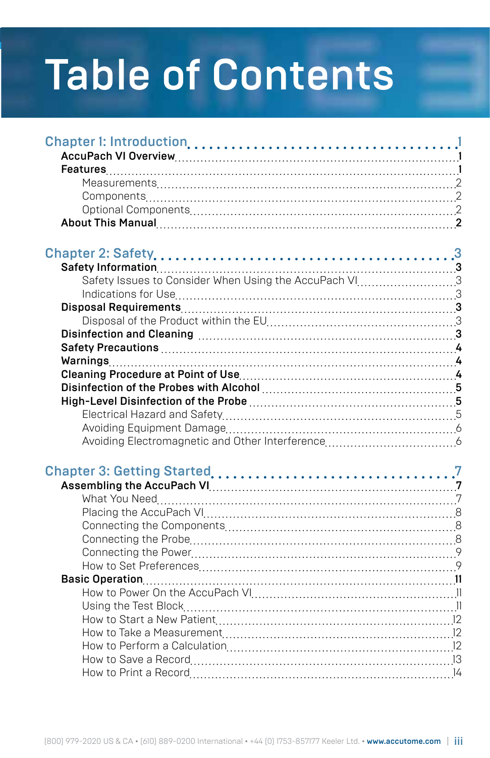# Table of Contents

**Chapter 1: Introduction** .......... 1

- **AccuPach VI Overview** .......... 1
- **Features** .......... 1
  - Measurements .......... 2
  - Components .......... 2
  - Optional Components .......... 2
- **About This Manual** .......... 2

**Chapter 2: Safety** .......... 3

- **Safety Information** .......... 3
  - Safety Issues to Consider When Using the AccuPach VI .......... 3
  - Indications for Use .......... 3
- **Disposal Requirements** .......... 3
  - Disposal of the Product within the EU .......... 3
- **Disinfection and Cleaning** .......... 3
- **Safety Precautions** .......... 4
- **Warnings** .......... 4
- **Cleaning Procedure at Point of Use** .......... 4
- **Disinfection of the Probes with Alcohol** .......... 5
- **High-Level Disinfection of the Probe** .......... 5
  - Electrical Hazard and Safety .......... 5
  - Avoiding Equipment Damage .......... 6
  - Avoiding Electromagnetic and Other Interference .......... 6

**Chapter 3: Getting Started** .......... 7

- **Assembling the AccuPach VI** .......... 7
  - What You Need .......... 7
  - Placing the AccuPach VI .......... 8
  - Connecting the Components .......... 8
  - Connecting the Probe .......... 8
  - Connecting the Power .......... 9
  - How to Set Preferences .......... 9
- **Basic Operation** .......... 11
  - How to Power On the AccuPach VI .......... 11
  - Using the Test Block .......... 11
  - How to Start a New Patient .......... 12
  - How to Take a Measurement .......... 12
  - How to Perform a Calculation .......... 12
  - How to Save a Record .......... 13
  - How to Print a Record .......... 14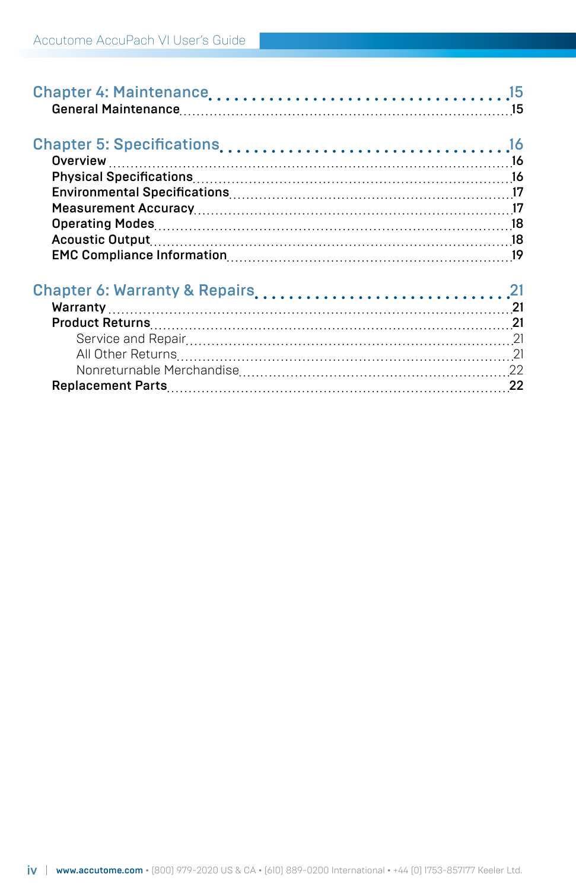Chapter 4: Maintenance ........................................ 15
**General Maintenance** ........................................ 15

Chapter 5: Specifications ........................................ 16
**Overview** ........................................ 16
**Physical Specifications** ........................................ 16
**Environmental Specifications** ........................................ 17
**Measurement Accuracy** ........................................ 17
**Operating Modes** ........................................ 18
**Acoustic Output** ........................................ 18
**EMC Compliance Information** ........................................ 19

Chapter 6: Warranty & Repairs ........................................ 21
**Warranty** ........................................ 21
**Product Returns** ........................................ 21
Service and Repair ........................................ 21
All Other Returns ........................................ 21
Nonreturnable Merchandise ........................................ 22
**Replacement Parts** ........................................ 22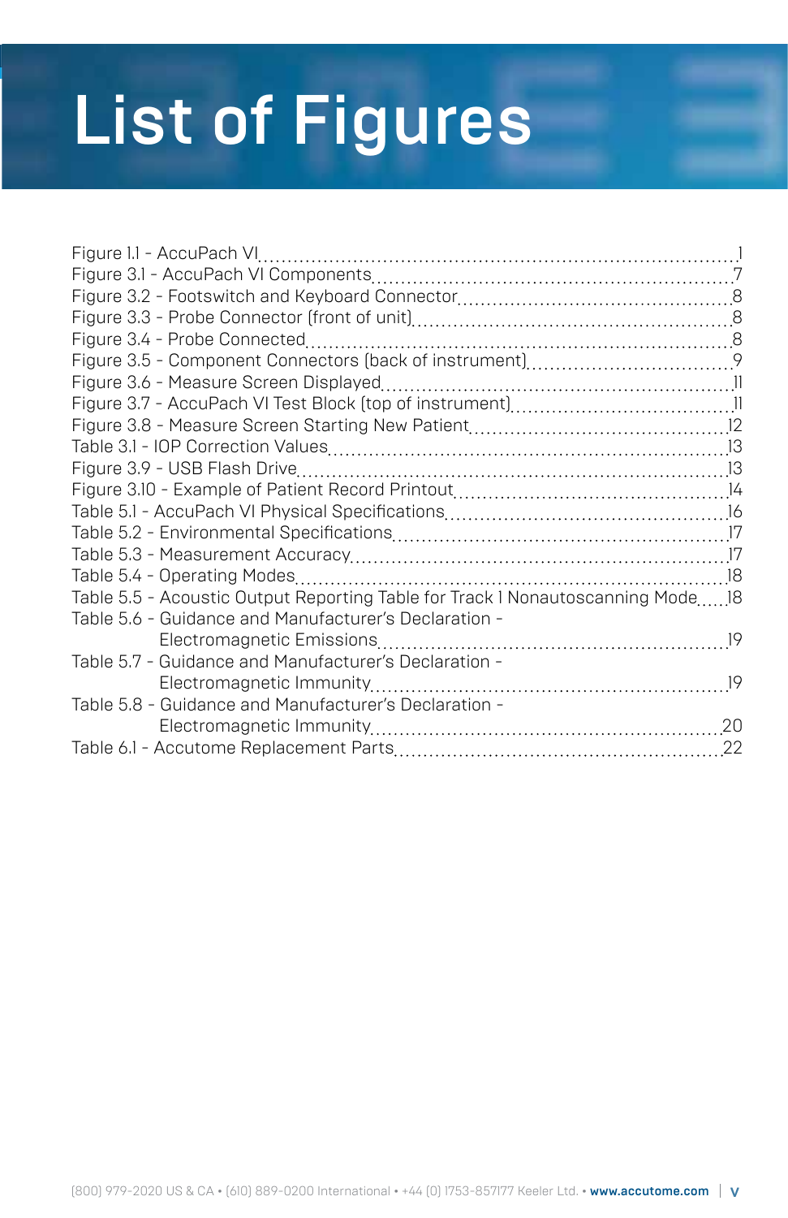# List of Figures

Figure 1.1 - AccuPach VI ........................................................................ 1
Figure 3.1 - AccuPach VI Components ........................................................ 7
Figure 3.2 - Footswitch and Keyboard Connector ........................................... 8
Figure 3.3 - Probe Connector (front of unit) ................................................. 8
Figure 3.4 - Probe Connected ..................................................................... 8
Figure 3.5 - Component Connectors (back of instrument) .................................. 9
Figure 3.6 - Measure Screen Displayed ........................................................ 11
Figure 3.7 - AccuPach VI Test Block (top of instrument) ................................. 11
Figure 3.8 - Measure Screen Starting New Patient ......................................... 12
Table 3.1 - IOP Correction Values ............................................................... 13
Figure 3.9 - USB Flash Drive ...................................................................... 13
Figure 3.10 - Example of Patient Record Printout .......................................... 14
Table 5.1 - AccuPach VI Physical Specifications ............................................ 16
Table 5.2 - Environmental Specifications ...................................................... 17
Table 5.3 - Measurement Accuracy ............................................................... 17
Table 5.4 - Operating Modes ...................................................................... 18
Table 5.5 - Acoustic Output Reporting Table for Track 1 Nonautoscanning Mode ..... 18
Table 5.6 - Guidance and Manufacturer's Declaration - Electromagnetic Emissions ... 19
Table 5.7 - Guidance and Manufacturer's Declaration - Electromagnetic Immunity .... 19
Table 5.8 - Guidance and Manufacturer's Declaration - Electromagnetic Immunity .... 20
Table 6.1 - Accutome Replacement Parts ........................................................ 22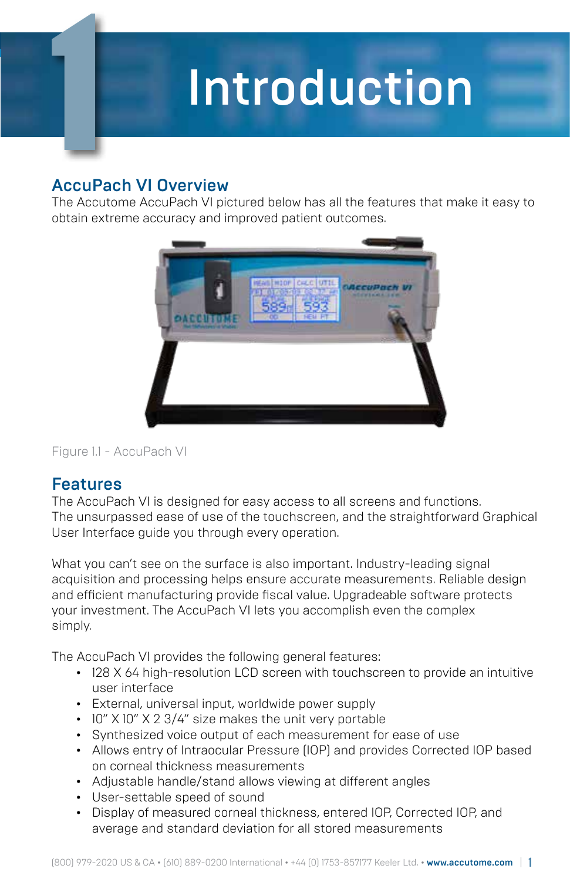# 1 Introduction

## AccuPach VI Overview

The Accutome AccuPach VI pictured below has all the features that make it easy to obtain extreme accuracy and improved patient outcomes.

Figure 1.1 - AccuPach VI

## Features

The AccuPach VI is designed for easy access to all screens and functions. The unsurpassed ease of use of the touchscreen, and the straightforward Graphical User Interface guide you through every operation.

What you can't see on the surface is also important. Industry-leading signal acquisition and processing helps ensure accurate measurements. Reliable design and efficient manufacturing provide fiscal value. Upgradeable software protects your investment. The AccuPach VI lets you accomplish even the complex simply.

The AccuPach VI provides the following general features:

- 128 X 64 high-resolution LCD screen with touchscreen to provide an intuitive user interface
- External, universal input, worldwide power supply
- 10" X 10" X 2 3/4" size makes the unit very portable
- Synthesized voice output of each measurement for ease of use
- Allows entry of Intraocular Pressure (IOP) and provides Corrected IOP based on corneal thickness measurements
- Adjustable handle/stand allows viewing at different angles
- User-settable speed of sound
- Display of measured corneal thickness, entered IOP, Corrected IOP, and average and standard deviation for all stored measurements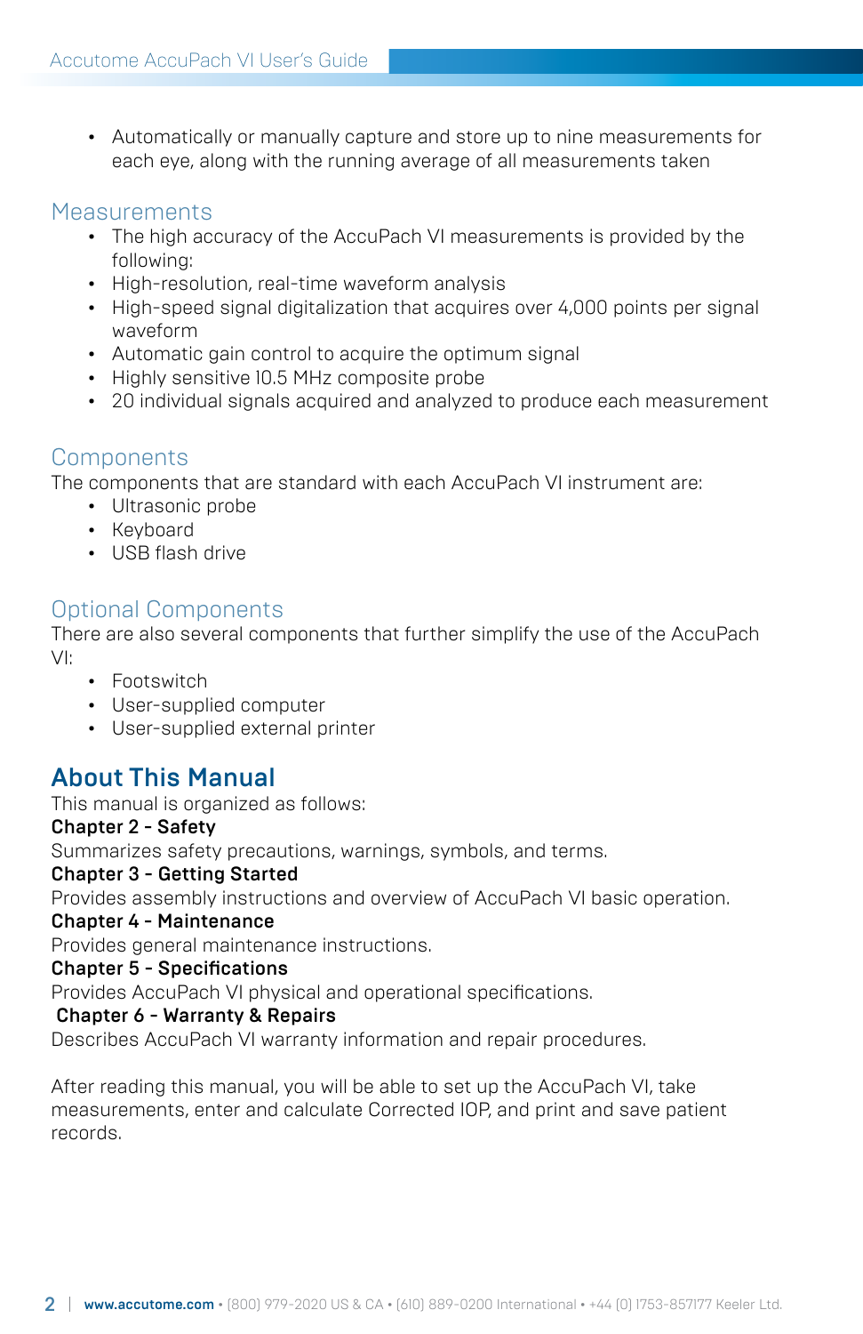- Automatically or manually capture and store up to nine measurements for each eye, along with the running average of all measurements taken

### Measurements

- The high accuracy of the AccuPach VI measurements is provided by the following:
- High-resolution, real-time waveform analysis
- High-speed signal digitalization that acquires over 4,000 points per signal waveform
- Automatic gain control to acquire the optimum signal
- Highly sensitive 10.5 MHz composite probe
- 20 individual signals acquired and analyzed to produce each measurement

### Components

The components that are standard with each AccuPach VI instrument are:

- Ultrasonic probe
- Keyboard
- USB flash drive

### Optional Components

There are also several components that further simplify the use of the AccuPach VI:

- Footswitch
- User-supplied computer
- User-supplied external printer

## About This Manual

This manual is organized as follows:

**Chapter 2 - Safety**
Summarizes safety precautions, warnings, symbols, and terms.

**Chapter 3 - Getting Started**
Provides assembly instructions and overview of AccuPach VI basic operation.

**Chapter 4 - Maintenance**
Provides general maintenance instructions.

**Chapter 5 - Specifications**
Provides AccuPach VI physical and operational specifications.

**Chapter 6 - Warranty & Repairs**
Describes AccuPach VI warranty information and repair procedures.

After reading this manual, you will be able to set up the AccuPach VI, take measurements, enter and calculate Corrected IOP, and print and save patient records.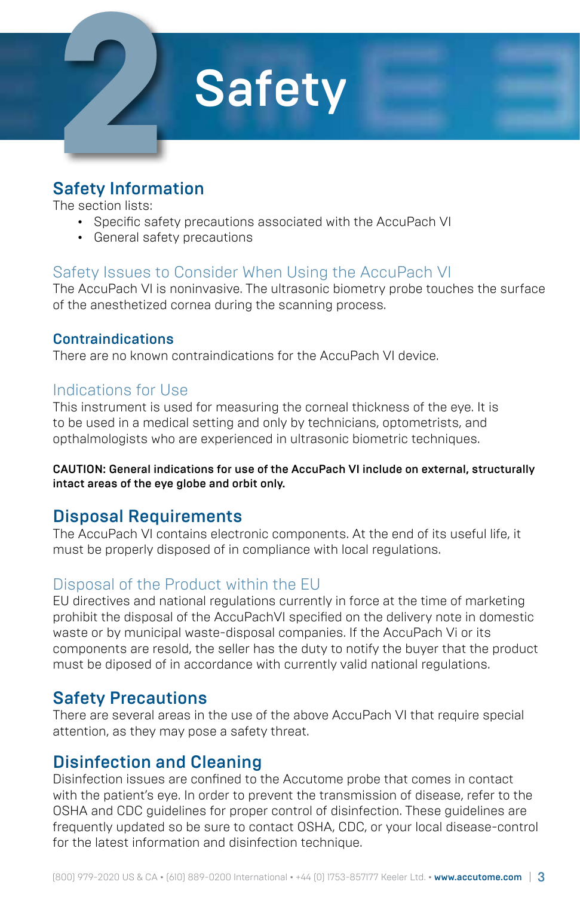# 2 Safety

## Safety Information

The section lists:

- Specific safety precautions associated with the AccuPach VI
- General safety precautions

### Safety Issues to Consider When Using the AccuPach VI

The AccuPach VI is noninvasive. The ultrasonic biometry probe touches the surface of the anesthetized cornea during the scanning process.

### Contraindications

There are no known contraindications for the AccuPach VI device.

### Indications for Use

This instrument is used for measuring the corneal thickness of the eye. It is to be used in a medical setting and only by technicians, optometrists, and opthalmologists who are experienced in ultrasonic biometric techniques.

**CAUTION: General indications for use of the AccuPach VI include on external, structurally intact areas of the eye globe and orbit only.**

## Disposal Requirements

The AccuPach VI contains electronic components. At the end of its useful life, it must be properly disposed of in compliance with local regulations.

### Disposal of the Product within the EU

EU directives and national regulations currently in force at the time of marketing prohibit the disposal of the AccuPachVI specified on the delivery note in domestic waste or by municipal waste-disposal companies. If the AccuPach Vi or its components are resold, the seller has the duty to notify the buyer that the product must be diposed of in accordance with currently valid national regulations.

## Safety Precautions

There are several areas in the use of the above AccuPach VI that require special attention, as they may pose a safety threat.

## Disinfection and Cleaning

Disinfection issues are confined to the Accutome probe that comes in contact with the patient's eye. In order to prevent the transmission of disease, refer to the OSHA and CDC guidelines for proper control of disinfection. These guidelines are frequently updated so be sure to contact OSHA, CDC, or your local disease-control for the latest information and disinfection technique.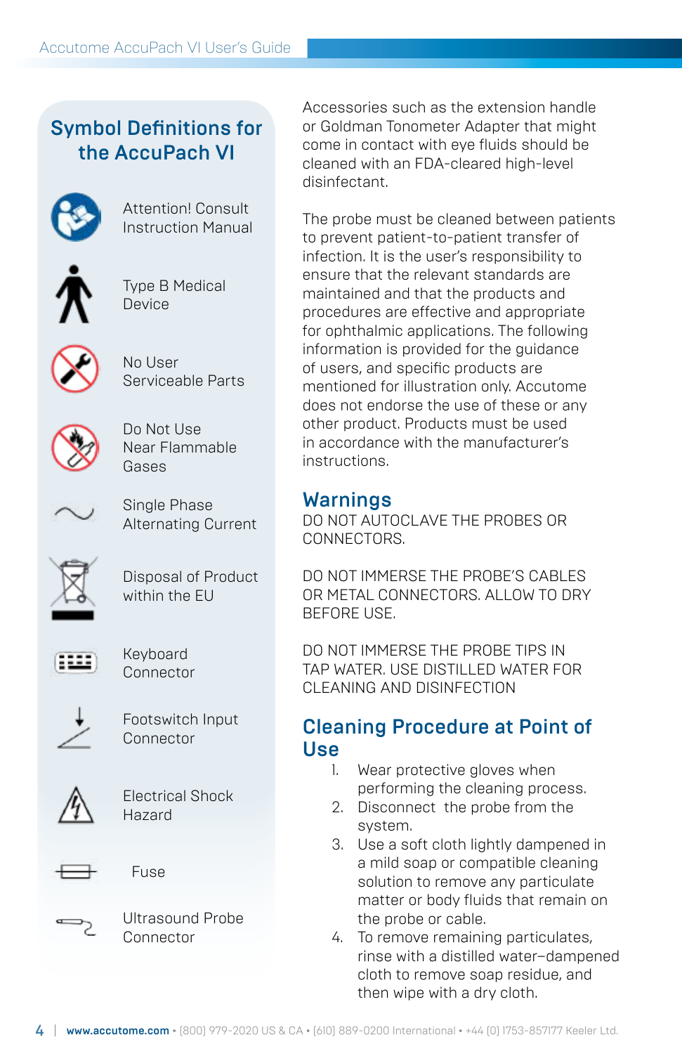## Symbol Definitions for the AccuPach VI

Attention! Consult Instruction Manual

Type B Medical Device

No User Serviceable Parts

Do Not Use Near Flammable Gases

Single Phase Alternating Current

Disposal of Product within the EU

Keyboard Connector

Footswitch Input Connector

Electrical Shock Hazard

Fuse

Ultrasound Probe Connector

Accessories such as the extension handle or Goldman Tonometer Adapter that might come in contact with eye fluids should be cleaned with an FDA-cleared high-level disinfectant.

The probe must be cleaned between patients to prevent patient-to-patient transfer of infection. It is the user's responsibility to ensure that the relevant standards are maintained and that the products and procedures are effective and appropriate for ophthalmic applications. The following information is provided for the guidance of users, and specific products are mentioned for illustration only. Accutome does not endorse the use of these or any other product. Products must be used in accordance with the manufacturer's instructions.

## Warnings

DO NOT AUTOCLAVE THE PROBES OR CONNECTORS.

DO NOT IMMERSE THE PROBE'S CABLES OR METAL CONNECTORS. ALLOW TO DRY BEFORE USE.

DO NOT IMMERSE THE PROBE TIPS IN TAP WATER. USE DISTILLED WATER FOR CLEANING AND DISINFECTION

## Cleaning Procedure at Point of Use

1. Wear protective gloves when performing the cleaning process.
2. Disconnect the probe from the system.
3. Use a soft cloth lightly dampened in a mild soap or compatible cleaning solution to remove any particulate matter or body fluids that remain on the probe or cable.
4. To remove remaining particulates, rinse with a distilled water–dampened cloth to remove soap residue, and then wipe with a dry cloth.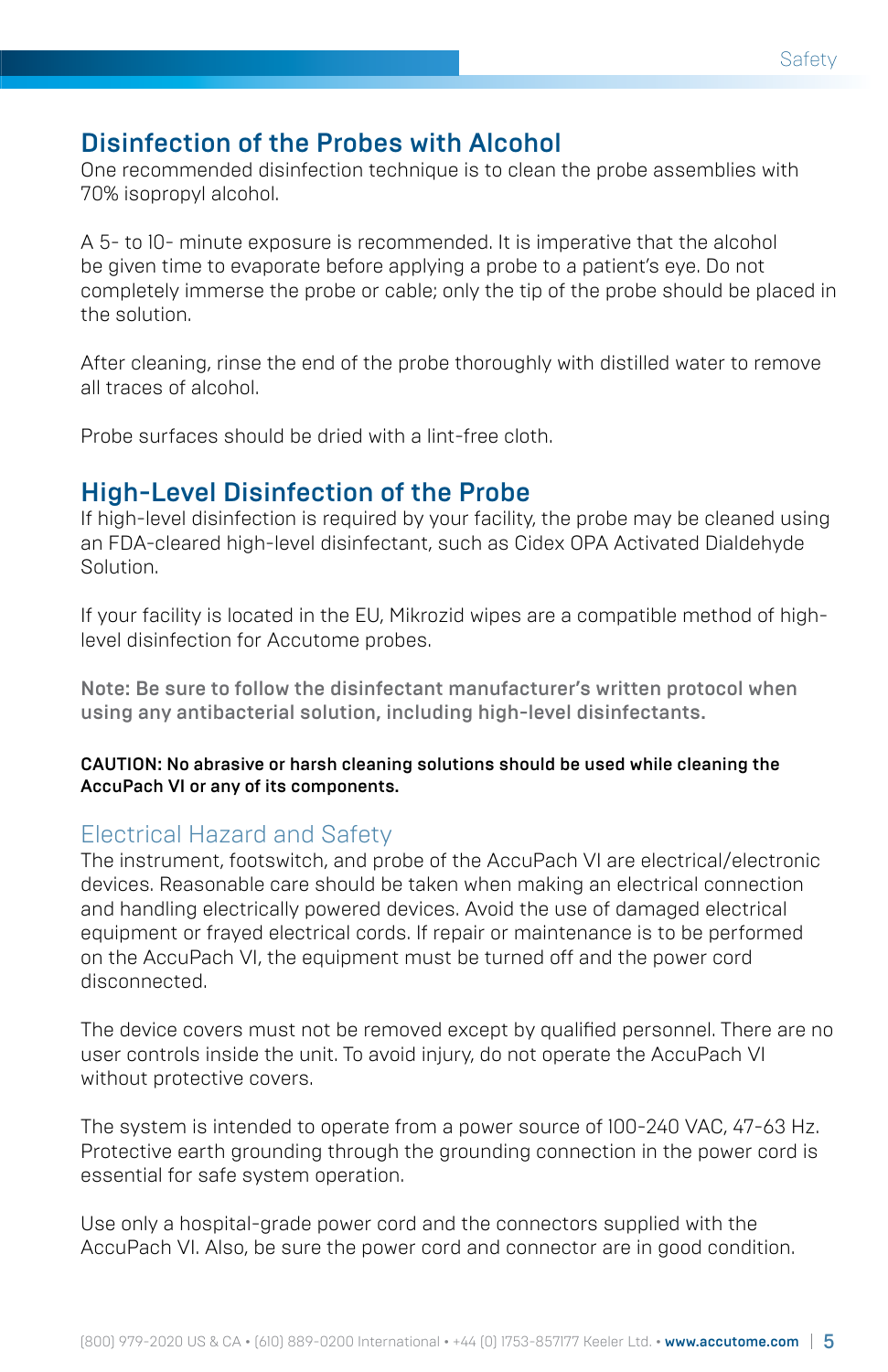## Disinfection of the Probes with Alcohol

One recommended disinfection technique is to clean the probe assemblies with 70% isopropyl alcohol.

A 5- to 10- minute exposure is recommended. It is imperative that the alcohol be given time to evaporate before applying a probe to a patient's eye. Do not completely immerse the probe or cable; only the tip of the probe should be placed in the solution.

After cleaning, rinse the end of the probe thoroughly with distilled water to remove all traces of alcohol.

Probe surfaces should be dried with a lint-free cloth.

## High-Level Disinfection of the Probe

If high-level disinfection is required by your facility, the probe may be cleaned using an FDA-cleared high-level disinfectant, such as Cidex OPA Activated Dialdehyde Solution.

If your facility is located in the EU, Mikrozid wipes are a compatible method of high-level disinfection for Accutome probes.

**Note: Be sure to follow the disinfectant manufacturer's written protocol when using any antibacterial solution, including high-level disinfectants.**

**CAUTION: No abrasive or harsh cleaning solutions should be used while cleaning the AccuPach VI or any of its components.**

## Electrical Hazard and Safety

The instrument, footswitch, and probe of the AccuPach VI are electrical/electronic devices. Reasonable care should be taken when making an electrical connection and handling electrically powered devices. Avoid the use of damaged electrical equipment or frayed electrical cords. If repair or maintenance is to be performed on the AccuPach VI, the equipment must be turned off and the power cord disconnected.

The device covers must not be removed except by qualified personnel. There are no user controls inside the unit. To avoid injury, do not operate the AccuPach VI without protective covers.

The system is intended to operate from a power source of 100-240 VAC, 47-63 Hz. Protective earth grounding through the grounding connection in the power cord is essential for safe system operation.

Use only a hospital-grade power cord and the connectors supplied with the AccuPach VI. Also, be sure the power cord and connector are in good condition.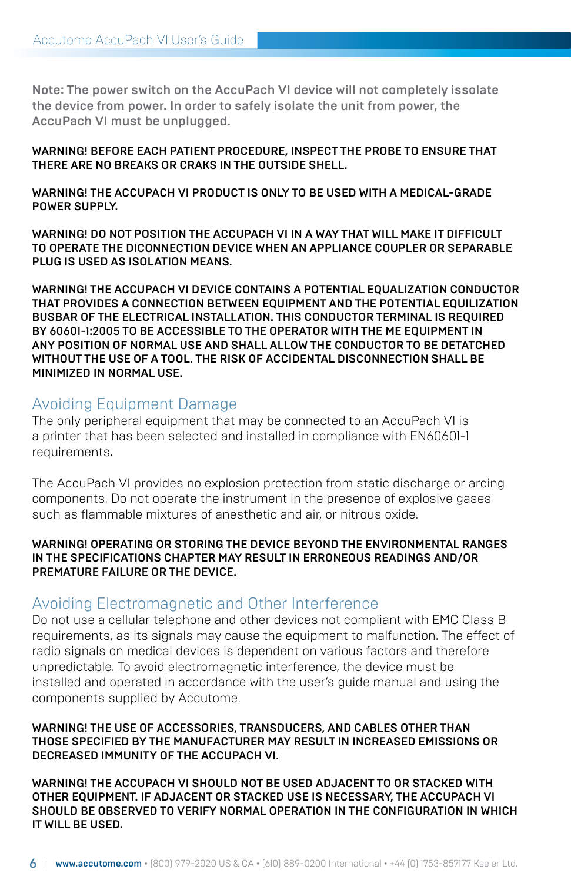Note: The power switch on the AccuPach VI device will not completely issolate the device from power. In order to safely isolate the unit from power, the AccuPach VI must be unplugged.

**WARNING! BEFORE EACH PATIENT PROCEDURE, INSPECT THE PROBE TO ENSURE THAT THERE ARE NO BREAKS OR CRAKS IN THE OUTSIDE SHELL.**

**WARNING! THE ACCUPACH VI PRODUCT IS ONLY TO BE USED WITH A MEDICAL-GRADE POWER SUPPLY.**

**WARNING! DO NOT POSITION THE ACCUPACH VI IN A WAY THAT WILL MAKE IT DIFFICULT TO OPERATE THE DICONNECTION DEVICE WHEN AN APPLIANCE COUPLER OR SEPARABLE PLUG IS USED AS ISOLATION MEANS.**

**WARNING! THE ACCUPACH VI DEVICE CONTAINS A POTENTIAL EQUALIZATION CONDUCTOR THAT PROVIDES A CONNECTION BETWEEN EQUIPMENT AND THE POTENTIAL EQUILIZATION BUSBAR OF THE ELECTRICAL INSTALLATION. THIS CONDUCTOR TERMINAL IS REQUIRED BY 60601-1:2005 TO BE ACCESSIBLE TO THE OPERATOR WITH THE ME EQUIPMENT IN ANY POSITION OF NORMAL USE AND SHALL ALLOW THE CONDUCTOR TO BE DETATCHED WITHOUT THE USE OF A TOOL. THE RISK OF ACCIDENTAL DISCONNECTION SHALL BE MINIMIZED IN NORMAL USE.**

## Avoiding Equipment Damage

The only peripheral equipment that may be connected to an AccuPach VI is a printer that has been selected and installed in compliance with EN60601-1 requirements.

The AccuPach VI provides no explosion protection from static discharge or arcing components. Do not operate the instrument in the presence of explosive gases such as flammable mixtures of anesthetic and air, or nitrous oxide.

**WARNING! OPERATING OR STORING THE DEVICE BEYOND THE ENVIRONMENTAL RANGES IN THE SPECIFICATIONS CHAPTER MAY RESULT IN ERRONEOUS READINGS AND/OR PREMATURE FAILURE OR THE DEVICE.**

## Avoiding Electromagnetic and Other Interference

Do not use a cellular telephone and other devices not compliant with EMC Class B requirements, as its signals may cause the equipment to malfunction. The effect of radio signals on medical devices is dependent on various factors and therefore unpredictable. To avoid electromagnetic interference, the device must be installed and operated in accordance with the user's guide manual and using the components supplied by Accutome.

**WARNING! THE USE OF ACCESSORIES, TRANSDUCERS, AND CABLES OTHER THAN THOSE SPECIFIED BY THE MANUFACTURER MAY RESULT IN INCREASED EMISSIONS OR DECREASED IMMUNITY OF THE ACCUPACH VI.**

**WARNING! THE ACCUPACH VI SHOULD NOT BE USED ADJACENT TO OR STACKED WITH OTHER EQUIPMENT. IF ADJACENT OR STACKED USE IS NECESSARY, THE ACCUPACH VI SHOULD BE OBSERVED TO VERIFY NORMAL OPERATION IN THE CONFIGURATION IN WHICH IT WILL BE USED.**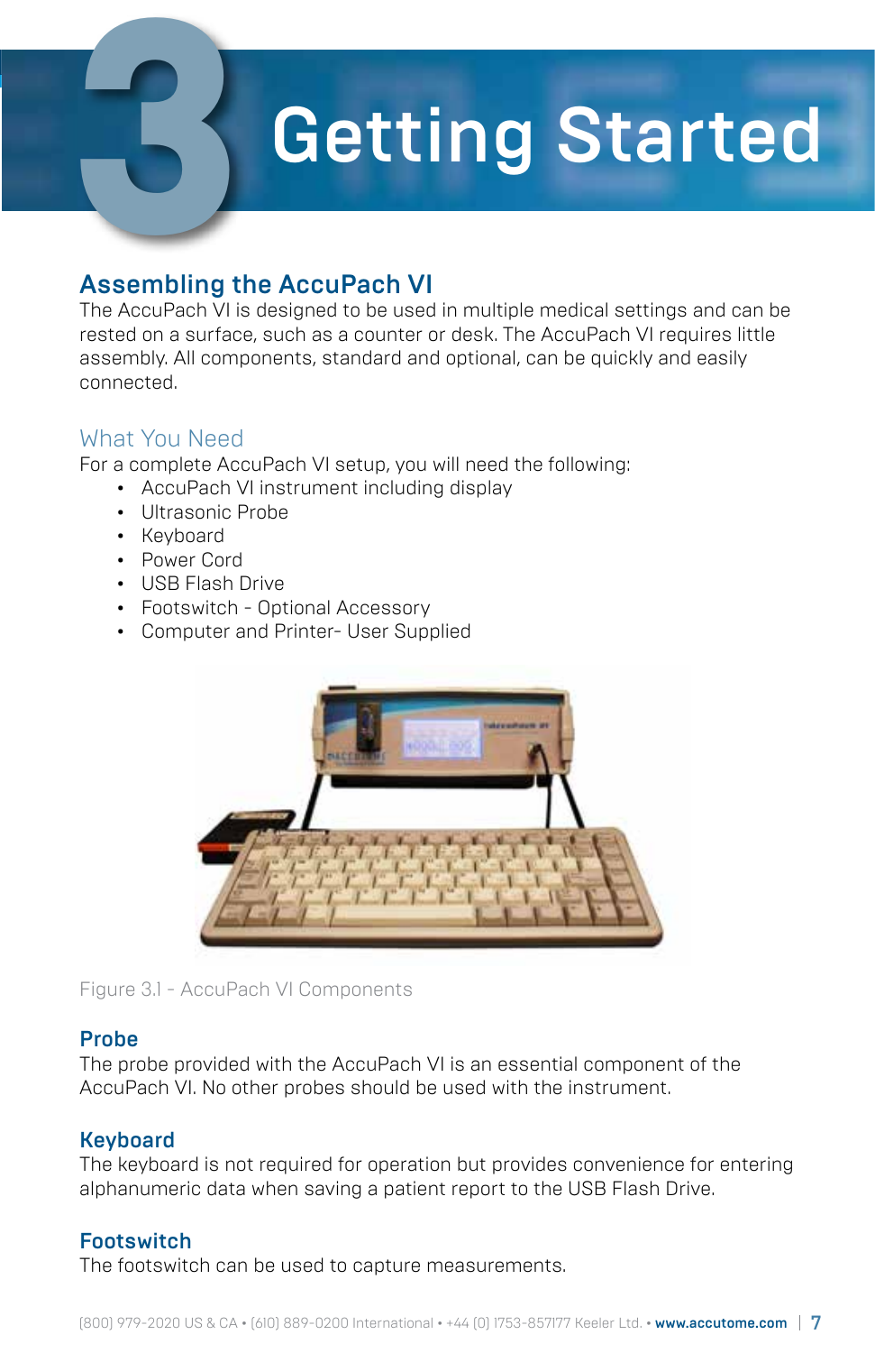# 3 Getting Started

## Assembling the AccuPach VI

The AccuPach VI is designed to be used in multiple medical settings and can be rested on a surface, such as a counter or desk. The AccuPach VI requires little assembly. All components, standard and optional, can be quickly and easily connected.

### What You Need

For a complete AccuPach VI setup, you will need the following:

- AccuPach VI instrument including display
- Ultrasonic Probe
- Keyboard
- Power Cord
- USB Flash Drive
- Footswitch - Optional Accessory
- Computer and Printer- User Supplied

Figure 3.1 - AccuPach VI Components

### Probe

The probe provided with the AccuPach VI is an essential component of the AccuPach VI. No other probes should be used with the instrument.

### Keyboard

The keyboard is not required for operation but provides convenience for entering alphanumeric data when saving a patient report to the USB Flash Drive.

### Footswitch

The footswitch can be used to capture measurements.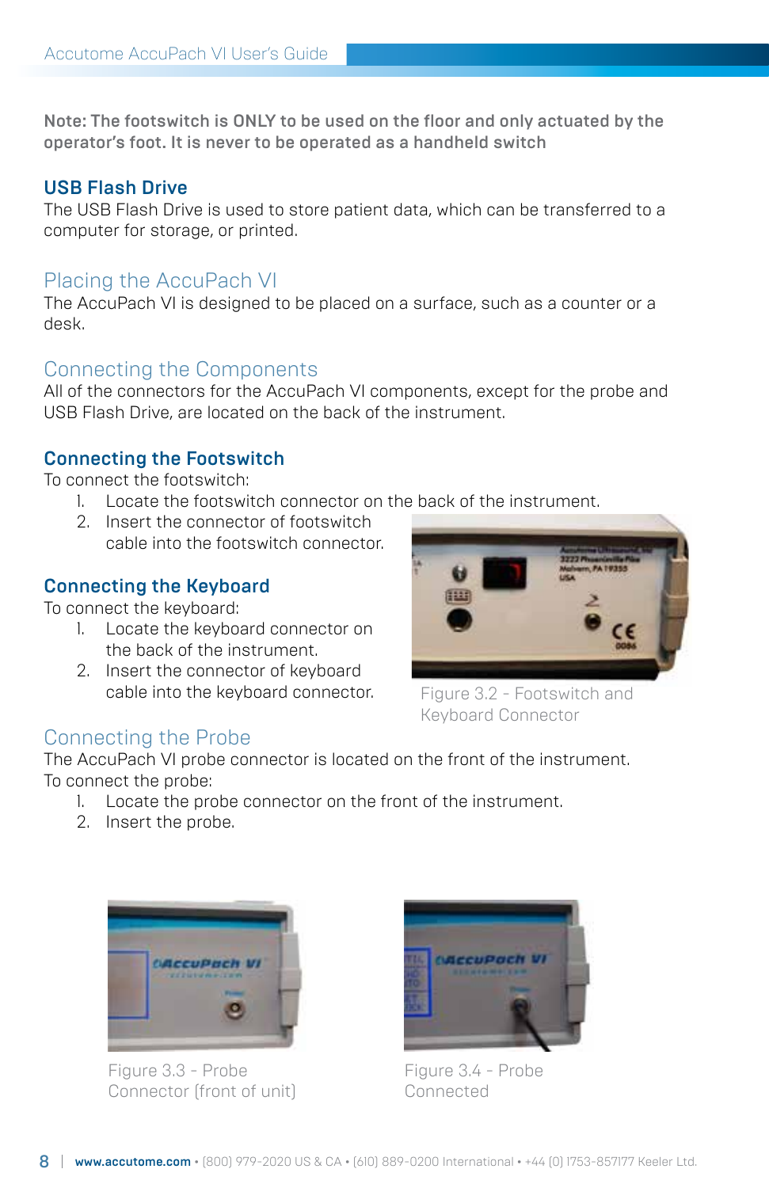**Note: The footswitch is ONLY to be used on the floor and only actuated by the operator's foot. It is never to be operated as a handheld switch**

### USB Flash Drive

The USB Flash Drive is used to store patient data, which can be transferred to a computer for storage, or printed.

## Placing the AccuPach VI

The AccuPach VI is designed to be placed on a surface, such as a counter or a desk.

## Connecting the Components

All of the connectors for the AccuPach VI components, except for the probe and USB Flash Drive, are located on the back of the instrument.

### Connecting the Footswitch

To connect the footswitch:

1. Locate the footswitch connector on the back of the instrument.
2. Insert the connector of footswitch cable into the footswitch connector.

### Connecting the Keyboard

To connect the keyboard:

1. Locate the keyboard connector on the back of the instrument.
2. Insert the connector of keyboard cable into the keyboard connector.

Figure 3.2 - Footswitch and Keyboard Connector

## Connecting the Probe

The AccuPach VI probe connector is located on the front of the instrument. To connect the probe:

1. Locate the probe connector on the front of the instrument.
2. Insert the probe.

Figure 3.3 - Probe Connector (front of unit)

Figure 3.4 - Probe Connected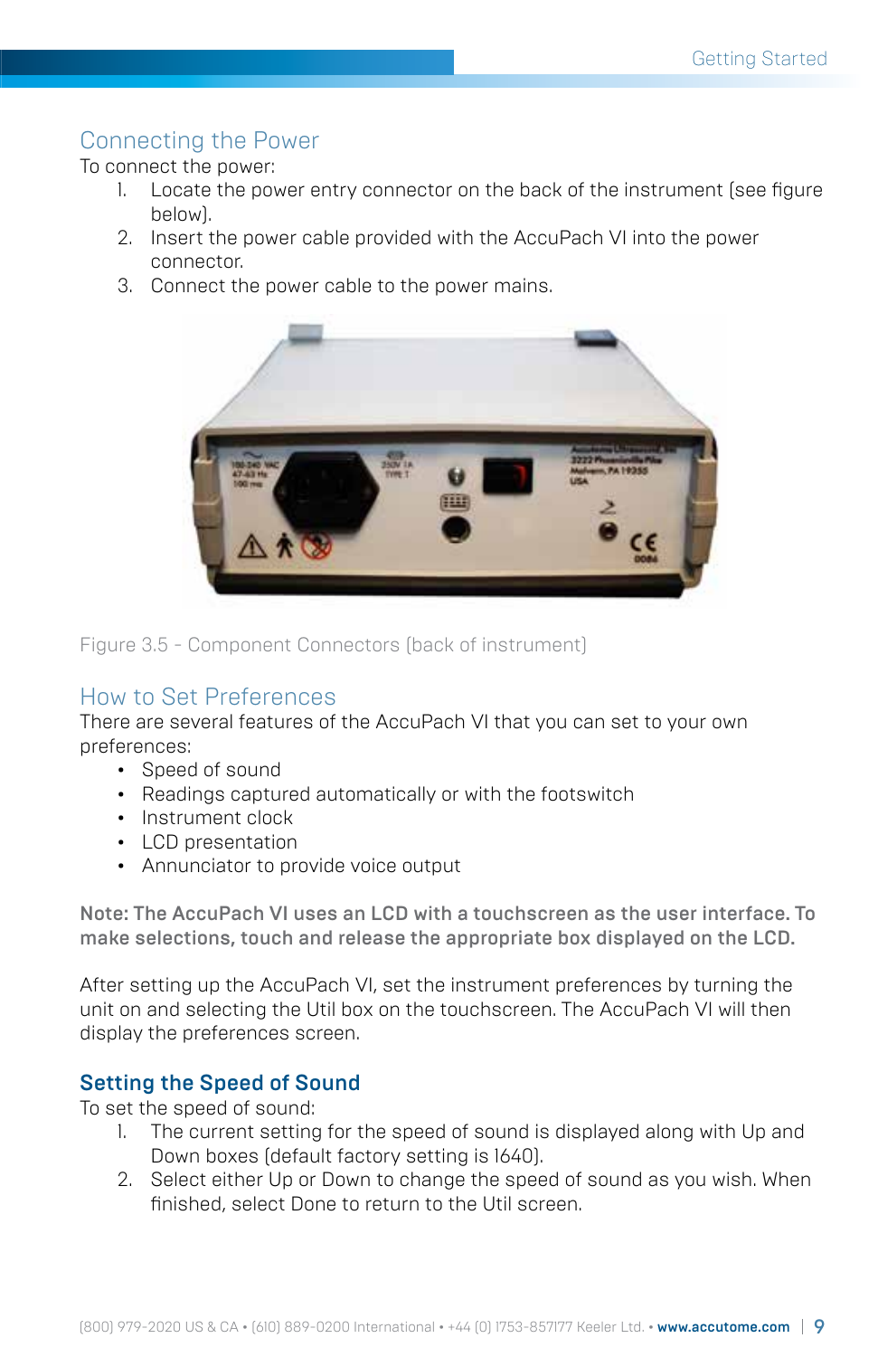## Connecting the Power

To connect the power:

1. Locate the power entry connector on the back of the instrument (see figure below).
2. Insert the power cable provided with the AccuPach VI into the power connector.
3. Connect the power cable to the power mains.

Figure 3.5 - Component Connectors (back of instrument)

## How to Set Preferences

There are several features of the AccuPach VI that you can set to your own preferences:

- Speed of sound
- Readings captured automatically or with the footswitch
- Instrument clock
- LCD presentation
- Annunciator to provide voice output

**Note: The AccuPach VI uses an LCD with a touchscreen as the user interface. To make selections, touch and release the appropriate box displayed on the LCD.**

After setting up the AccuPach VI, set the instrument preferences by turning the unit on and selecting the Util box on the touchscreen. The AccuPach VI will then display the preferences screen.

### Setting the Speed of Sound

To set the speed of sound:

1. The current setting for the speed of sound is displayed along with Up and Down boxes (default factory setting is 1640).
2. Select either Up or Down to change the speed of sound as you wish. When finished, select Done to return to the Util screen.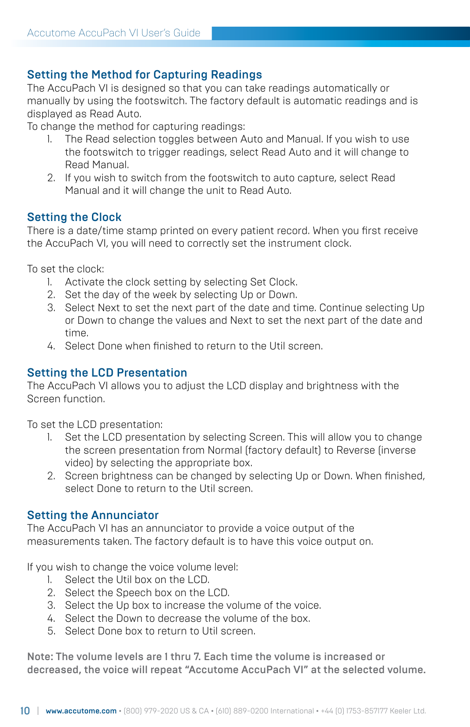## Setting the Method for Capturing Readings

The AccuPach VI is designed so that you can take readings automatically or manually by using the footswitch. The factory default is automatic readings and is displayed as Read Auto.

To change the method for capturing readings:

1. The Read selection toggles between Auto and Manual. If you wish to use the footswitch to trigger readings, select Read Auto and it will change to Read Manual.
2. If you wish to switch from the footswitch to auto capture, select Read Manual and it will change the unit to Read Auto.

## Setting the Clock

There is a date/time stamp printed on every patient record. When you first receive the AccuPach VI, you will need to correctly set the instrument clock.

To set the clock:

1. Activate the clock setting by selecting Set Clock.
2. Set the day of the week by selecting Up or Down.
3. Select Next to set the next part of the date and time. Continue selecting Up or Down to change the values and Next to set the next part of the date and time.
4. Select Done when finished to return to the Util screen.

## Setting the LCD Presentation

The AccuPach VI allows you to adjust the LCD display and brightness with the Screen function.

To set the LCD presentation:

1. Set the LCD presentation by selecting Screen. This will allow you to change the screen presentation from Normal (factory default) to Reverse (inverse video) by selecting the appropriate box.
2. Screen brightness can be changed by selecting Up or Down. When finished, select Done to return to the Util screen.

## Setting the Annunciator

The AccuPach VI has an annunciator to provide a voice output of the measurements taken. The factory default is to have this voice output on.

If you wish to change the voice volume level:

1. Select the Util box on the LCD.
2. Select the Speech box on the LCD.
3. Select the Up box to increase the volume of the voice.
4. Select the Down to decrease the volume of the box.
5. Select Done box to return to Util screen.

**Note: The volume levels are 1 thru 7. Each time the volume is increased or decreased, the voice will repeat "Accutome AccuPach VI" at the selected volume.**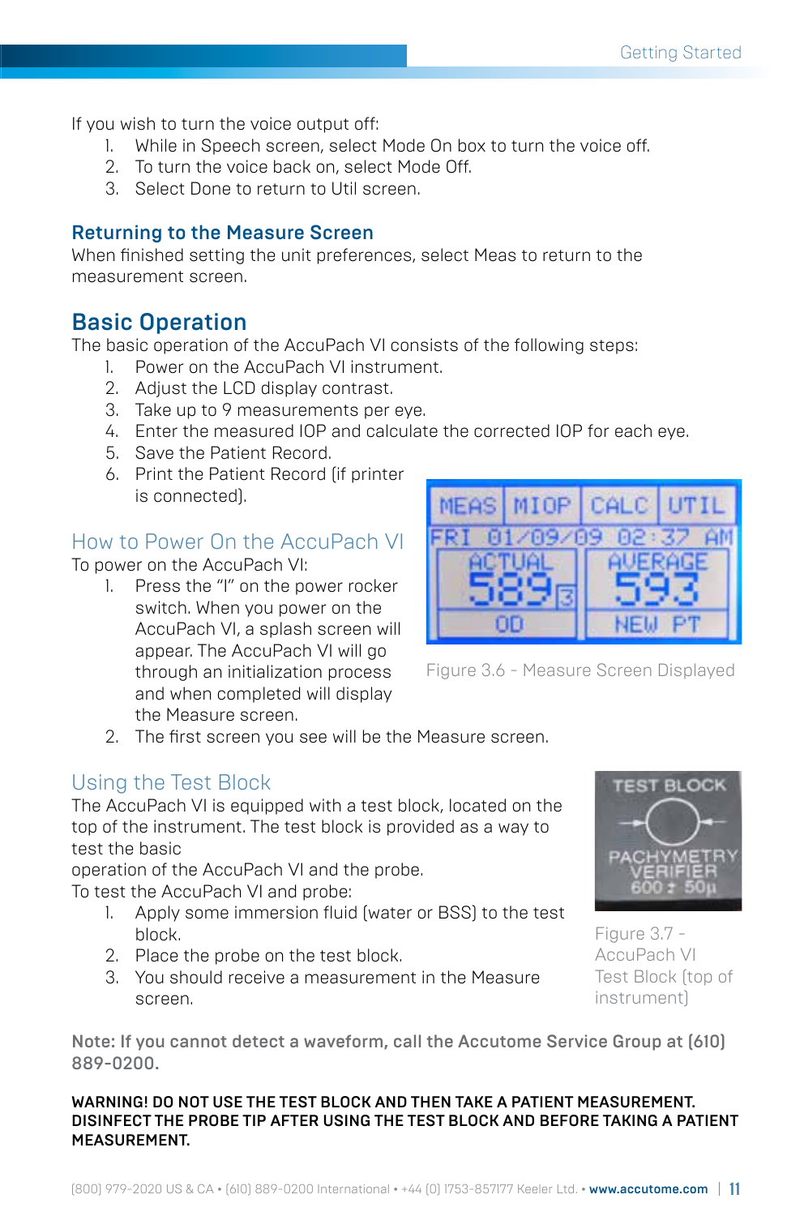If you wish to turn the voice output off:

1. While in Speech screen, select Mode On box to turn the voice off.
2. To turn the voice back on, select Mode Off.
3. Select Done to return to Util screen.

### Returning to the Measure Screen

When finished setting the unit preferences, select Meas to return to the measurement screen.

## Basic Operation

The basic operation of the AccuPach VI consists of the following steps:

1. Power on the AccuPach VI instrument.
2. Adjust the LCD display contrast.
3. Take up to 9 measurements per eye.
4. Enter the measured IOP and calculate the corrected IOP for each eye.
5. Save the Patient Record.
6. Print the Patient Record (if printer is connected).

### How to Power On the AccuPach VI

To power on the AccuPach VI:

1. Press the "I" on the power rocker switch. When you power on the AccuPach VI, a splash screen will appear. The AccuPach VI will go through an initialization process and when completed will display the Measure screen.
2. The first screen you see will be the Measure screen.

Figure 3.6 - Measure Screen Displayed

### Using the Test Block

The AccuPach VI is equipped with a test block, located on the top of the instrument. The test block is provided as a way to test the basic
operation of the AccuPach VI and the probe.

To test the AccuPach VI and probe:

1. Apply some immersion fluid (water or BSS) to the test block.
2. Place the probe on the test block.
3. You should receive a measurement in the Measure screen.

Figure 3.7 - AccuPach VI Test Block (top of instrument)

**Note: If you cannot detect a waveform, call the Accutome Service Group at (610) 889-0200.**

**WARNING! DO NOT USE THE TEST BLOCK AND THEN TAKE A PATIENT MEASUREMENT. DISINFECT THE PROBE TIP AFTER USING THE TEST BLOCK AND BEFORE TAKING A PATIENT MEASUREMENT.**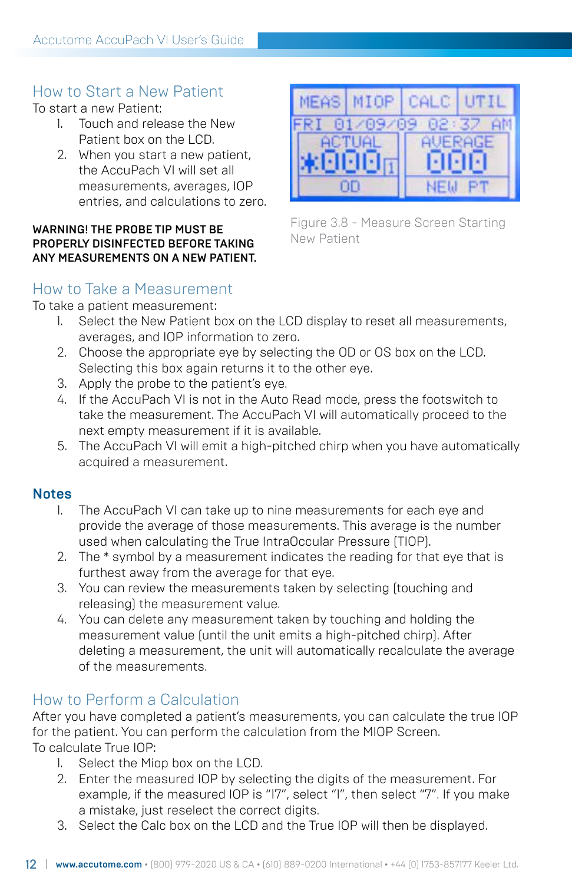## How to Start a New Patient

To start a new Patient:

1. Touch and release the New Patient box on the LCD.
2. When you start a new patient, the AccuPach VI will set all measurements, averages, IOP entries, and calculations to zero.

**WARNING! THE PROBE TIP MUST BE PROPERLY DISINFECTED BEFORE TAKING ANY MEASUREMENTS ON A NEW PATIENT.**

Figure 3.8 - Measure Screen Starting New Patient

## How to Take a Measurement

To take a patient measurement:

1. Select the New Patient box on the LCD display to reset all measurements, averages, and IOP information to zero.
2. Choose the appropriate eye by selecting the OD or OS box on the LCD. Selecting this box again returns it to the other eye.
3. Apply the probe to the patient's eye.
4. If the AccuPach VI is not in the Auto Read mode, press the footswitch to take the measurement. The AccuPach VI will automatically proceed to the next empty measurement if it is available.
5. The AccuPach VI will emit a high-pitched chirp when you have automatically acquired a measurement.

### Notes

1. The AccuPach VI can take up to nine measurements for each eye and provide the average of those measurements. This average is the number used when calculating the True IntraOccular Pressure (TIOP).
2. The * symbol by a measurement indicates the reading for that eye that is furthest away from the average for that eye.
3. You can review the measurements taken by selecting (touching and releasing) the measurement value.
4. You can delete any measurement taken by touching and holding the measurement value (until the unit emits a high-pitched chirp). After deleting a measurement, the unit will automatically recalculate the average of the measurements.

## How to Perform a Calculation

After you have completed a patient's measurements, you can calculate the true IOP for the patient. You can perform the calculation from the MIOP Screen.

To calculate True IOP:

1. Select the Miop box on the LCD.
2. Enter the measured IOP by selecting the digits of the measurement. For example, if the measured IOP is "17", select "1", then select "7". If you make a mistake, just reselect the correct digits.
3. Select the Calc box on the LCD and the True IOP will then be displayed.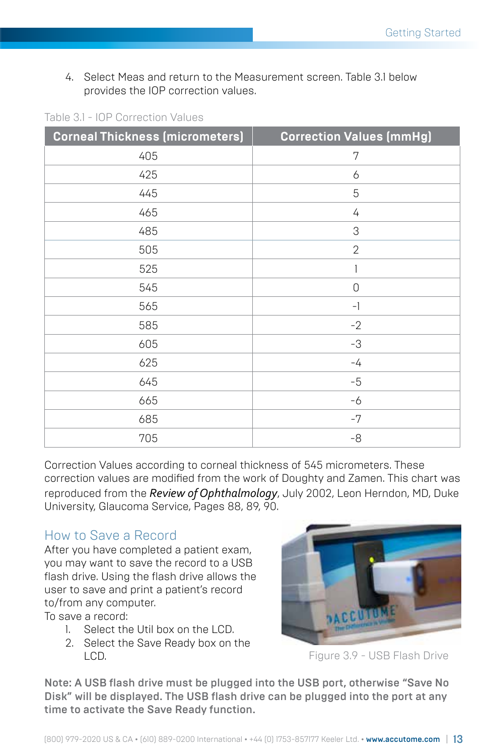4. Select Meas and return to the Measurement screen. Table 3.1 below provides the IOP correction values.

Table 3.1 - IOP Correction Values

| Corneal Thickness (micrometers) | Correction Values (mmHg) |
|---|---|
| 405 | 7 |
| 425 | 6 |
| 445 | 5 |
| 465 | 4 |
| 485 | 3 |
| 505 | 2 |
| 525 | 1 |
| 545 | 0 |
| 565 | -1 |
| 585 | -2 |
| 605 | -3 |
| 625 | -4 |
| 645 | -5 |
| 665 | -6 |
| 685 | -7 |
| 705 | -8 |

Correction Values according to corneal thickness of 545 micrometers. These correction values are modified from the work of Doughty and Zamen. This chart was reproduced from the *Review of Ophthalmology*, July 2002, Leon Herndon, MD, Duke University, Glaucoma Service, Pages 88, 89, 90.

## How to Save a Record

After you have completed a patient exam, you may want to save the record to a USB flash drive. Using the flash drive allows the user to save and print a patient's record to/from any computer.

To save a record:

1. Select the Util box on the LCD.
2. Select the Save Ready box on the LCD.

Figure 3.9 - USB Flash Drive

**Note: A USB flash drive must be plugged into the USB port, otherwise "Save No Disk" will be displayed. The USB flash drive can be plugged into the port at any time to activate the Save Ready function.**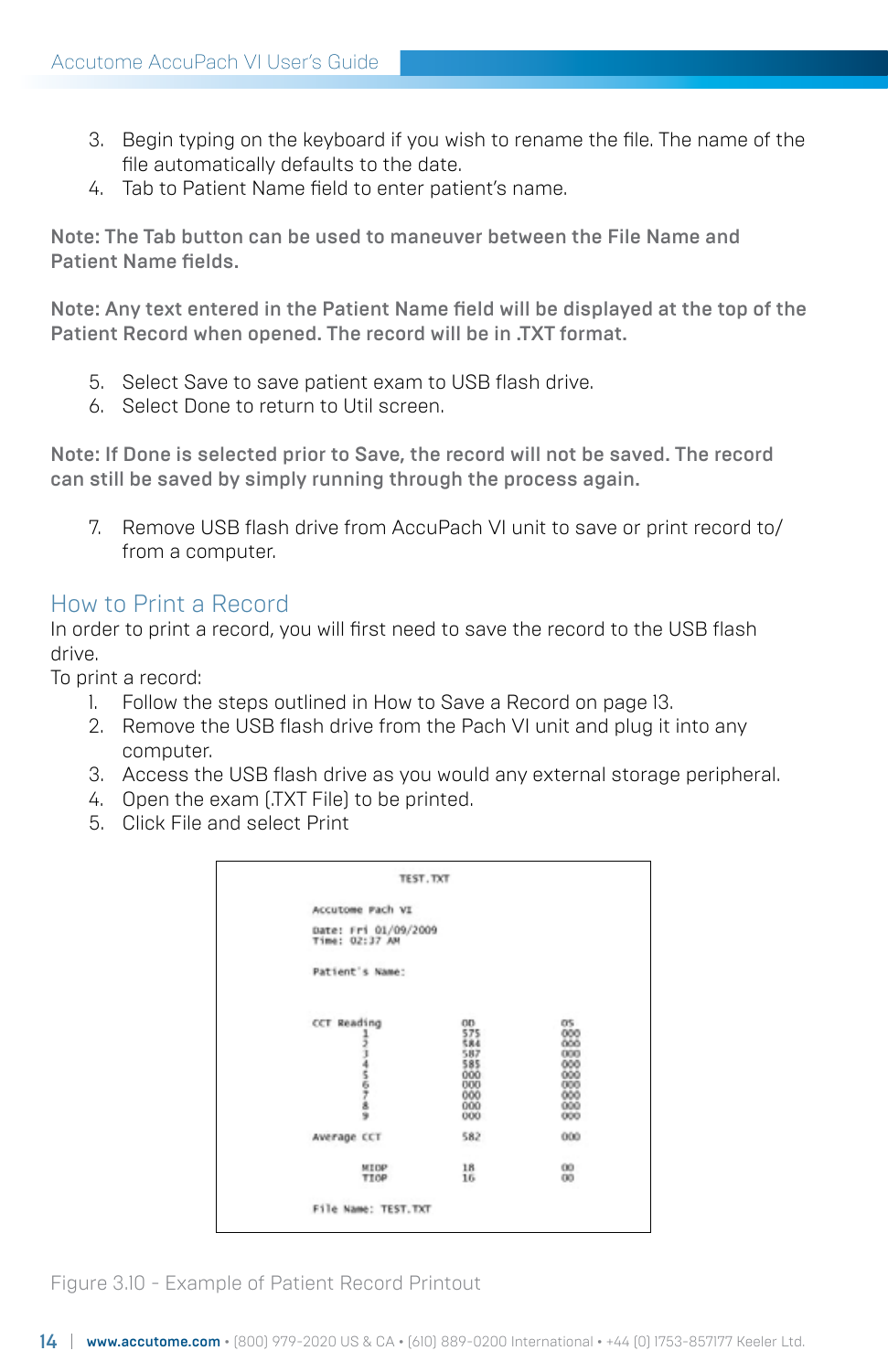3. Begin typing on the keyboard if you wish to rename the file. The name of the file automatically defaults to the date.
4. Tab to Patient Name field to enter patient's name.

**Note: The Tab button can be used to maneuver between the File Name and Patient Name fields.**

**Note: Any text entered in the Patient Name field will be displayed at the top of the Patient Record when opened. The record will be in .TXT format.**

5. Select Save to save patient exam to USB flash drive.
6. Select Done to return to Util screen.

**Note: If Done is selected prior to Save, the record will not be saved. The record can still be saved by simply running through the process again.**

7. Remove USB flash drive from AccuPach VI unit to save or print record to/from a computer.

## How to Print a Record

In order to print a record, you will first need to save the record to the USB flash drive.

To print a record:

1. Follow the steps outlined in How to Save a Record on page 13.
2. Remove the USB flash drive from the Pach VI unit and plug it into any computer.
3. Access the USB flash drive as you would any external storage peripheral.
4. Open the exam (.TXT File) to be printed.
5. Click File and select Print

```
TEST.TXT

Accutome Pach VI

Date: Fri 01/09/2009
Time: 02:37 AM

Patient's Name:


CCT Reading          OD      OS
           1         575     000
           2         584     000
           3         587     000
           4         585     000
           5         000     000
           6         000     000
           7         000     000
           8         000     000
           9         000     000

Average CCT          582     000

       MIOP          18      00
       TIOP          16      00

File Name: TEST.TXT
```

Figure 3.10 - Example of Patient Record Printout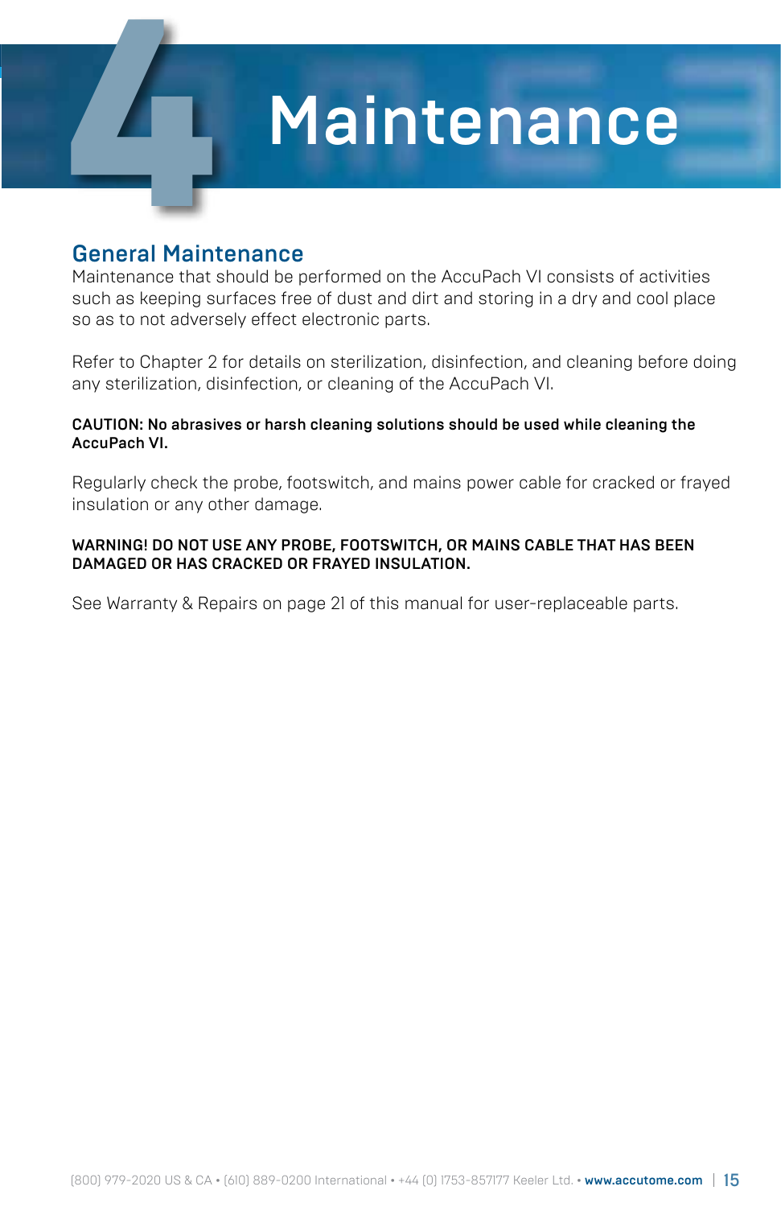# 4 Maintenance

## General Maintenance

Maintenance that should be performed on the AccuPach VI consists of activities such as keeping surfaces free of dust and dirt and storing in a dry and cool place so as to not adversely effect electronic parts.

Refer to Chapter 2 for details on sterilization, disinfection, and cleaning before doing any sterilization, disinfection, or cleaning of the AccuPach VI.

**CAUTION: No abrasives or harsh cleaning solutions should be used while cleaning the AccuPach VI.**

Regularly check the probe, footswitch, and mains power cable for cracked or frayed insulation or any other damage.

**WARNING! DO NOT USE ANY PROBE, FOOTSWITCH, OR MAINS CABLE THAT HAS BEEN DAMAGED OR HAS CRACKED OR FRAYED INSULATION.**

See Warranty & Repairs on page 21 of this manual for user-replaceable parts.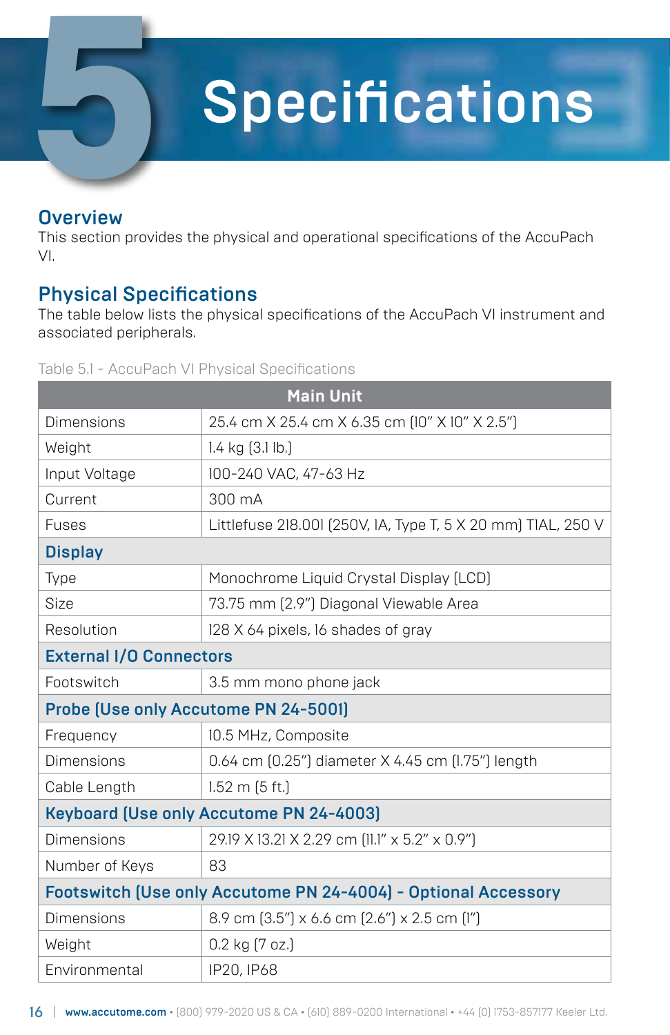# 5 Specifications

## Overview

This section provides the physical and operational specifications of the AccuPach VI.

## Physical Specifications

The table below lists the physical specifications of the AccuPach VI instrument and associated peripherals.

Table 5.1 - AccuPach VI Physical Specifications

| Main Unit | |
|---|---|
| Dimensions | 25.4 cm X 25.4 cm X 6.35 cm (10" X 10" X 2.5") |
| Weight | 1.4 kg (3.1 lb.) |
| Input Voltage | 100-240 VAC, 47-63 Hz |
| Current | 300 mA |
| Fuses | Littlefuse 218.001 (250V, 1A, Type T, 5 X 20 mm) TIAL, 250 V |
| **Display** | |
| Type | Monochrome Liquid Crystal Display (LCD) |
| Size | 73.75 mm (2.9") Diagonal Viewable Area |
| Resolution | 128 X 64 pixels, 16 shades of gray |
| **External I/O Connectors** | |
| Footswitch | 3.5 mm mono phone jack |
| **Probe (Use only Accutome PN 24-5001)** | |
| Frequency | 10.5 MHz, Composite |
| Dimensions | 0.64 cm (0.25") diameter X 4.45 cm (1.75") length |
| Cable Length | 1.52 m (5 ft.) |
| **Keyboard (Use only Accutome PN 24-4003)** | |
| Dimensions | 29.19 X 13.21 X 2.29 cm (11.1" x 5.2" x 0.9") |
| Number of Keys | 83 |
| **Footswitch (Use only Accutome PN 24-4004) - Optional Accessory** | |
| Dimensions | 8.9 cm (3.5") x 6.6 cm (2.6") x 2.5 cm (1") |
| Weight | 0.2 kg (7 oz.) |
| Environmental | IP20, IP68 |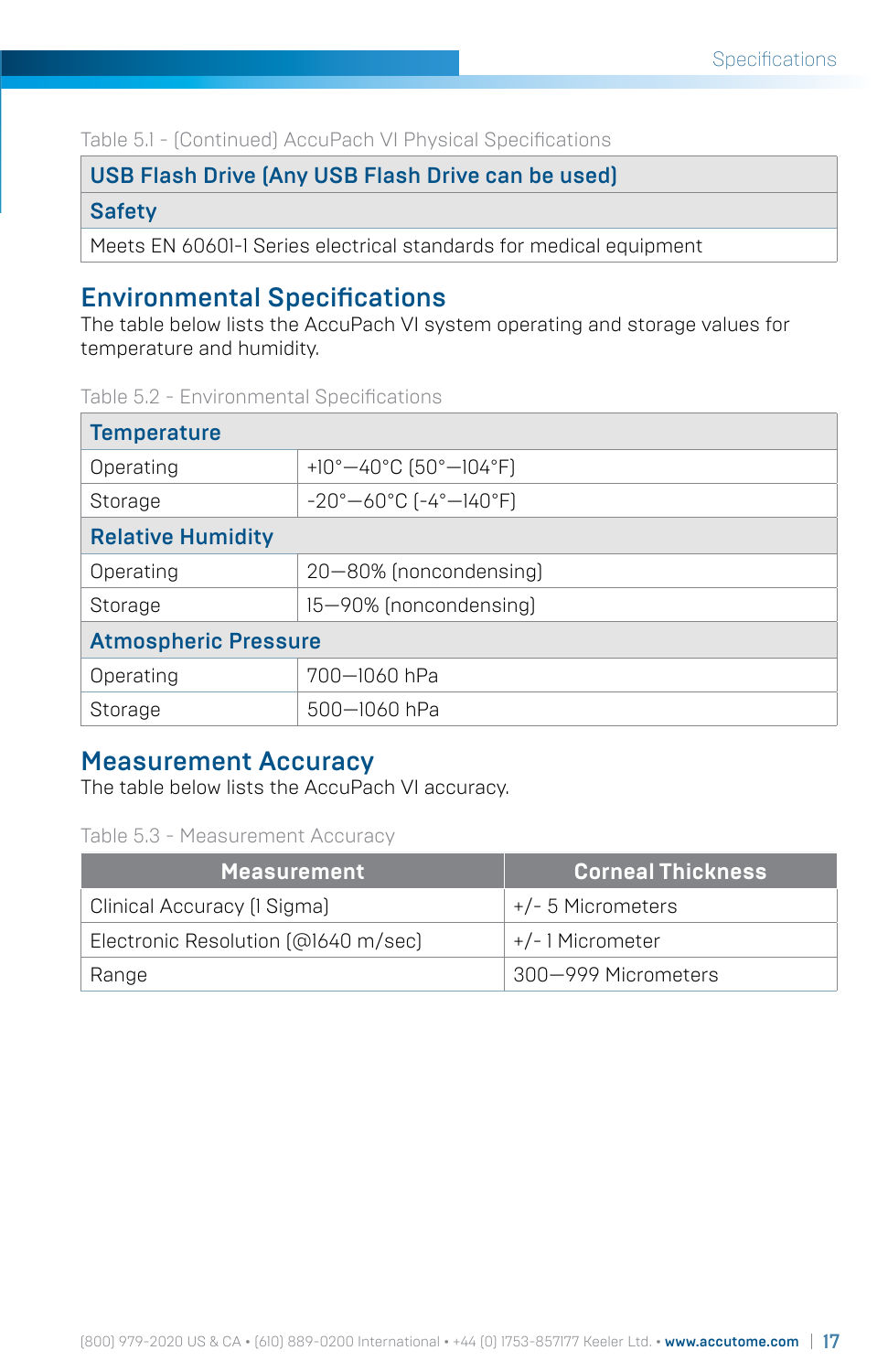Table 5.1 - (Continued) AccuPach VI Physical Specifications

| USB Flash Drive (Any USB Flash Drive can be used) |
|---|
| **Safety** |
| Meets EN 60601-1 Series electrical standards for medical equipment |

## Environmental Specifications

The table below lists the AccuPach VI system operating and storage values for temperature and humidity.

Table 5.2 - Environmental Specifications

| Temperature | |
|---|---|
| Operating | +10°—40°C (50°—104°F) |
| Storage | -20°—60°C (-4°—140°F) |
| **Relative Humidity** | |
| Operating | 20—80% (noncondensing) |
| Storage | 15—90% (noncondensing) |
| **Atmospheric Pressure** | |
| Operating | 700—1060 hPa |
| Storage | 500—1060 hPa |

## Measurement Accuracy

The table below lists the AccuPach VI accuracy.

Table 5.3 - Measurement Accuracy

| Measurement | Corneal Thickness |
|---|---|
| Clinical Accuracy (1 Sigma) | +/- 5 Micrometers |
| Electronic Resolution (@1640 m/sec) | +/- 1 Micrometer |
| Range | 300—999 Micrometers |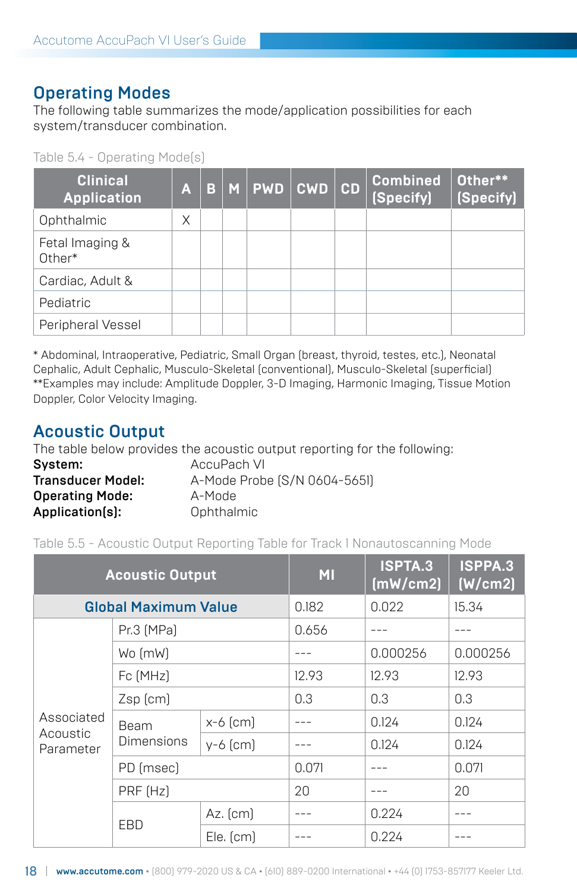## Operating Modes

The following table summarizes the mode/application possibilities for each system/transducer combination.

Table 5.4 - Operating Mode(s)

| Clinical Application | A | B | M | PWD | CWD | CD | Combined (Specify) | Other** (Specify) |
|---|---|---|---|---|---|---|---|---|
| Ophthalmic | X | | | | | | | |
| Fetal Imaging & Other* | | | | | | | | |
| Cardiac, Adult & | | | | | | | | |
| Pediatric | | | | | | | | |
| Peripheral Vessel | | | | | | | | |

* Abdominal, Intraoperative, Pediatric, Small Organ (breast, thyroid, testes, etc.), Neonatal Cephalic, Adult Cephalic, Musculo-Skeletal (conventional), Musculo-Skeletal (superficial)
**Examples may include: Amplitude Doppler, 3-D Imaging, Harmonic Imaging, Tissue Motion Doppler, Color Velocity Imaging.

## Acoustic Output

The table below provides the acoustic output reporting for the following:

**System:** AccuPach VI
**Transducer Model:** A-Mode Probe (S/N 0604-5651)
**Operating Mode:** A-Mode
**Application(s):** Ophthalmic

Table 5.5 - Acoustic Output Reporting Table for Track 1 Nonautoscanning Mode

| Acoustic Output | | | MI | ISPTA.3 (mW/cm2) | ISPPA.3 (W/cm2) |
|---|---|---|---|---|---|
| **Global Maximum Value** | | | 0.182 | 0.022 | 15.34 |
| Associated Acoustic Parameter | Pr.3 (MPa) | | 0.656 | --- | --- |
| | Wo (mW) | | --- | 0.000256 | 0.000256 |
| | Fc (MHz) | | 12.93 | 12.93 | 12.93 |
| | Zsp (cm) | | 0.3 | 0.3 | 0.3 |
| | Beam Dimensions | x-6 (cm) | --- | 0.124 | 0.124 |
| | | y-6 (cm) | --- | 0.124 | 0.124 |
| | PD (msec) | | 0.071 | --- | 0.071 |
| | PRF (Hz) | | 20 | --- | 20 |
| | EBD | Az. (cm) | --- | 0.224 | --- |
| | | Ele. (cm) | --- | 0.224 | --- |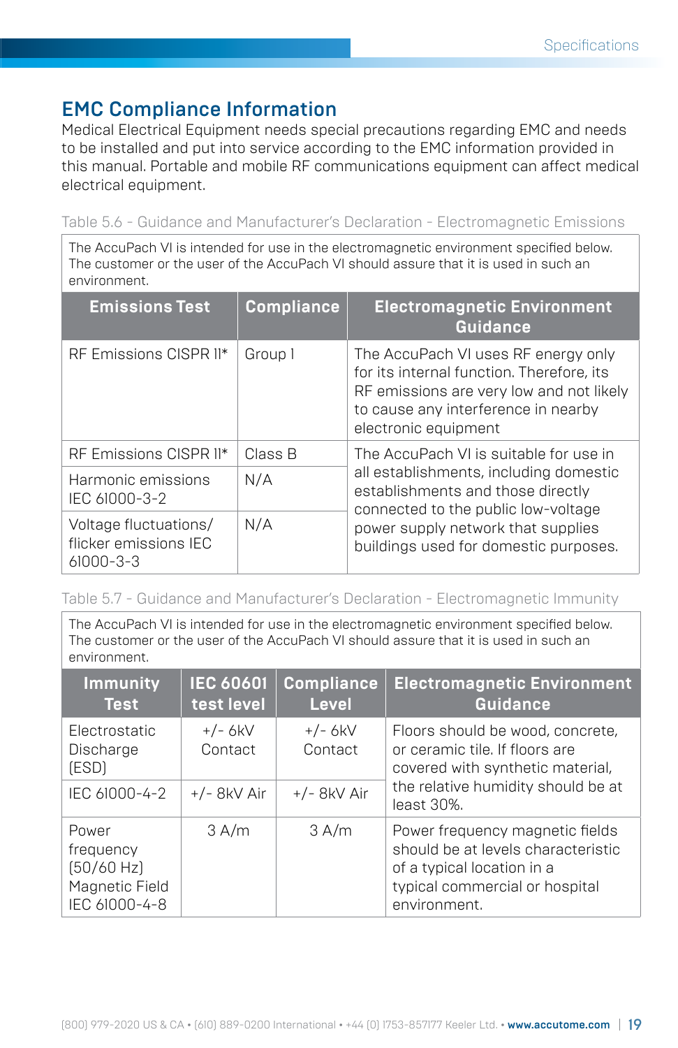## EMC Compliance Information

Medical Electrical Equipment needs special precautions regarding EMC and needs to be installed and put into service according to the EMC information provided in this manual. Portable and mobile RF communications equipment can affect medical electrical equipment.

Table 5.6 - Guidance and Manufacturer's Declaration - Electromagnetic Emissions

The AccuPach VI is intended for use in the electromagnetic environment specified below. The customer or the user of the AccuPach VI should assure that it is used in such an environment.

| Emissions Test | Compliance | Electromagnetic Environment Guidance |
|---|---|---|
| RF Emissions CISPR 11* | Group 1 | The AccuPach VI uses RF energy only for its internal function. Therefore, its RF emissions are very low and not likely to cause any interference in nearby electronic equipment |
| RF Emissions CISPR 11* | Class B | The AccuPach VI is suitable for use in all establishments, including domestic establishments and those directly connected to the public low-voltage power supply network that supplies buildings used for domestic purposes. |
| Harmonic emissions IEC 61000-3-2 | N/A | |
| Voltage fluctuations/ flicker emissions IEC 61000-3-3 | N/A | |

Table 5.7 - Guidance and Manufacturer's Declaration - Electromagnetic Immunity

The AccuPach VI is intended for use in the electromagnetic environment specified below. The customer or the user of the AccuPach VI should assure that it is used in such an environment.

| Immunity Test | IEC 60601 test level | Compliance Level | Electromagnetic Environment Guidance |
|---|---|---|---|
| Electrostatic Discharge (ESD) | +/- 6kV Contact | +/- 6kV Contact | Floors should be wood, concrete, or ceramic tile. If floors are covered with synthetic material, the relative humidity should be at least 30%. |
| IEC 61000-4-2 | +/- 8kV Air | +/- 8kV Air | |
| Power frequency (50/60 Hz) Magnetic Field IEC 61000-4-8 | 3 A/m | 3 A/m | Power frequency magnetic fields should be at levels characteristic of a typical location in a typical commercial or hospital environment. |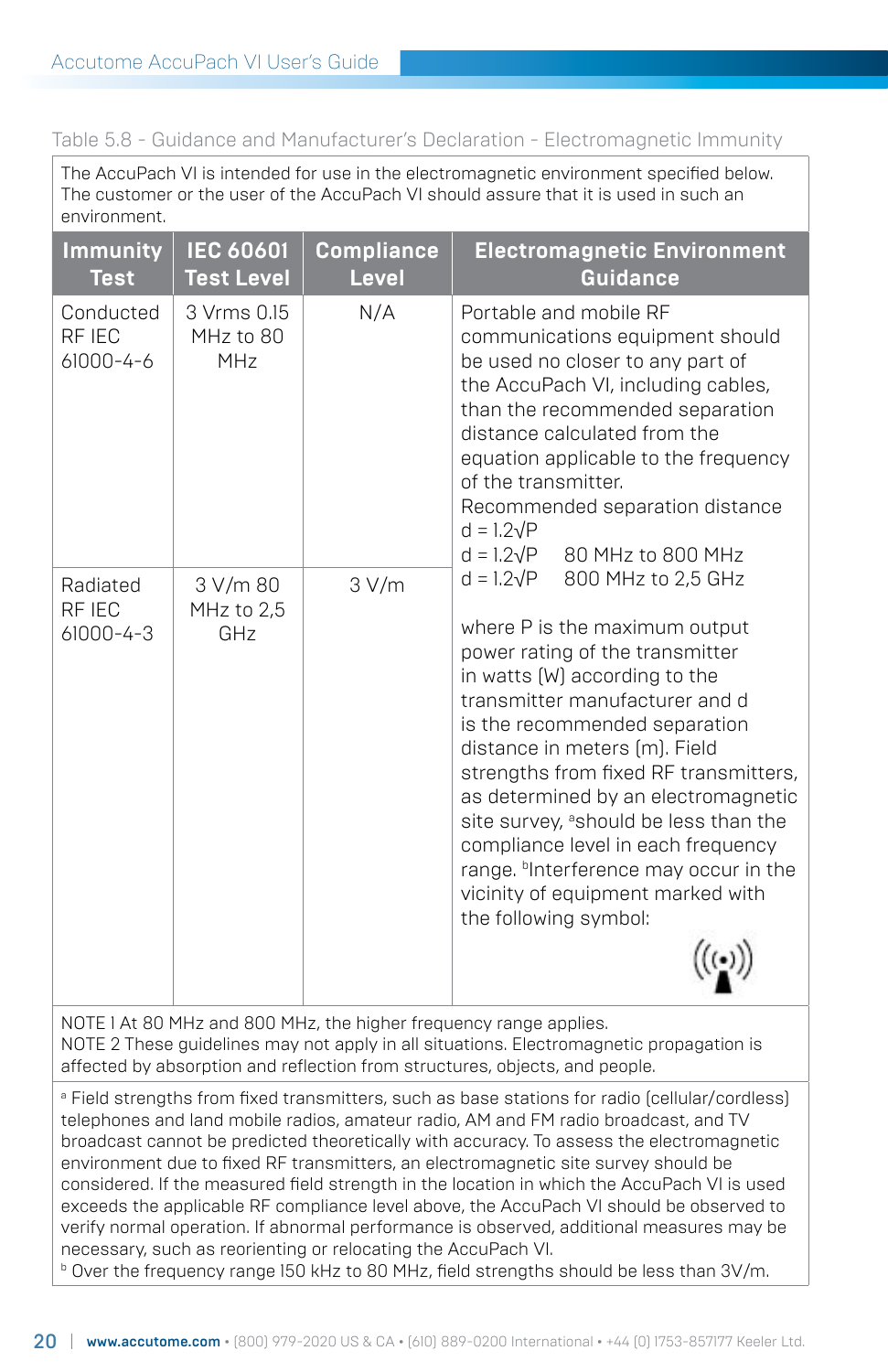Table 5.8 - Guidance and Manufacturer's Declaration - Electromagnetic Immunity

The AccuPach VI is intended for use in the electromagnetic environment specified below. The customer or the user of the AccuPach VI should assure that it is used in such an environment.

| Immunity Test | IEC 60601 Test Level | Compliance Level | Electromagnetic Environment Guidance |
|---|---|---|---|
| Conducted RF IEC 61000-4-6 | 3 Vrms 0.15 MHz to 80 MHz | N/A | Portable and mobile RF communications equipment should be used no closer to any part of the AccuPach VI, including cables, than the recommended separation distance calculated from the equation applicable to the frequency of the transmitter.<br>Recommended separation distance<br>$d = 1.2\sqrt{P}$<br>$d = 1.2\sqrt{P}$ 80 MHz to 800 MHz<br>$d = 1.2\sqrt{P}$ 800 MHz to 2,5 GHz<br><br>where P is the maximum output power rating of the transmitter in watts (W) according to the transmitter manufacturer and d is the recommended separation distance in meters (m). Field strengths from fixed RF transmitters, as determined by an electromagnetic site survey, [a]should be less than the compliance level in each frequency range. [b]Interference may occur in the vicinity of equipment marked with the following symbol: |
| Radiated RF IEC 61000-4-3 | 3 V/m 80 MHz to 2,5 GHz | 3 V/m | |

NOTE 1 At 80 MHz and 800 MHz, the higher frequency range applies.
NOTE 2 These guidelines may not apply in all situations. Electromagnetic propagation is affected by absorption and reflection from structures, objects, and people.

[a] Field strengths from fixed transmitters, such as base stations for radio (cellular/cordless) telephones and land mobile radios, amateur radio, AM and FM radio broadcast, and TV broadcast cannot be predicted theoretically with accuracy. To assess the electromagnetic environment due to fixed RF transmitters, an electromagnetic site survey should be considered. If the measured field strength in the location in which the AccuPach VI is used exceeds the applicable RF compliance level above, the AccuPach VI should be observed to verify normal operation. If abnormal performance is observed, additional measures may be necessary, such as reorienting or relocating the AccuPach VI.

[b] Over the frequency range 150 kHz to 80 MHz, field strengths should be less than 3V/m.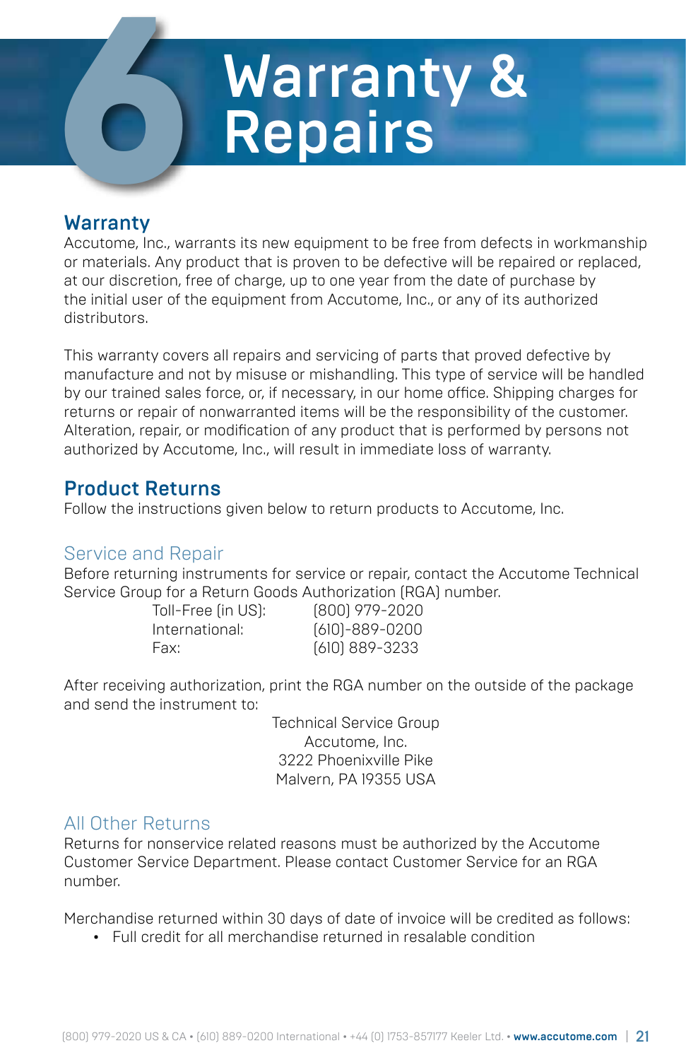# 6 Warranty & Repairs

## Warranty

Accutome, Inc., warrants its new equipment to be free from defects in workmanship or materials. Any product that is proven to be defective will be repaired or replaced, at our discretion, free of charge, up to one year from the date of purchase by the initial user of the equipment from Accutome, Inc., or any of its authorized distributors.

This warranty covers all repairs and servicing of parts that proved defective by manufacture and not by misuse or mishandling. This type of service will be handled by our trained sales force, or, if necessary, in our home office. Shipping charges for returns or repair of nonwarranted items will be the responsibility of the customer. Alteration, repair, or modification of any product that is performed by persons not authorized by Accutome, Inc., will result in immediate loss of warranty.

## Product Returns

Follow the instructions given below to return products to Accutome, Inc.

### Service and Repair

Before returning instruments for service or repair, contact the Accutome Technical Service Group for a Return Goods Authorization (RGA) number.

| | |
|---|---|
| Toll-Free (in US): | (800) 979-2020 |
| International: | (610)-889-0200 |
| Fax: | (610) 889-3233 |

After receiving authorization, print the RGA number on the outside of the package and send the instrument to:

Technical Service Group
Accutome, Inc.
3222 Phoenixville Pike
Malvern, PA 19355 USA

### All Other Returns

Returns for nonservice related reasons must be authorized by the Accutome Customer Service Department. Please contact Customer Service for an RGA number.

Merchandise returned within 30 days of date of invoice will be credited as follows:

- Full credit for all merchandise returned in resalable condition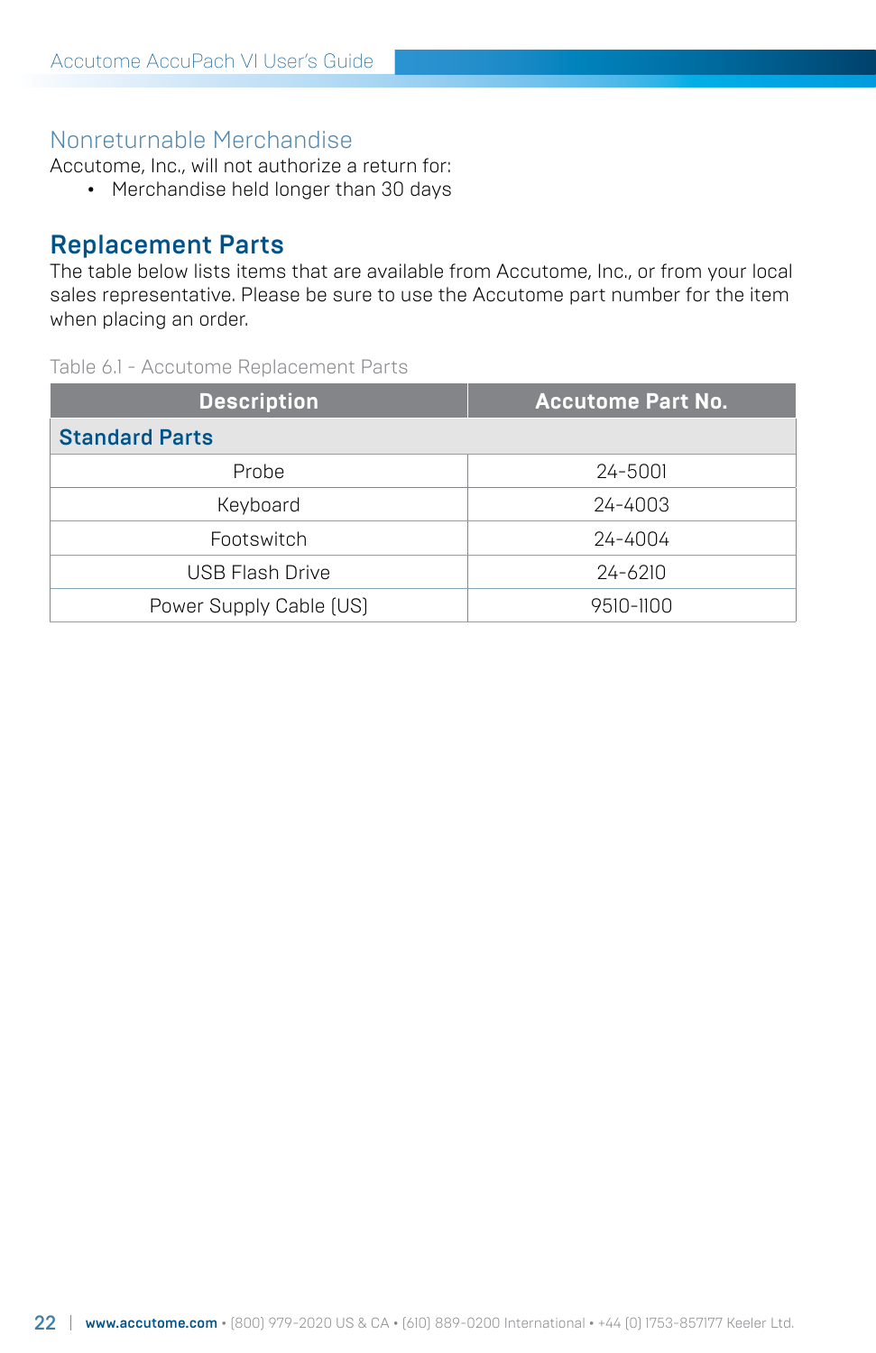## Nonreturnable Merchandise

Accutome, Inc., will not authorize a return for:

- Merchandise held longer than 30 days

## Replacement Parts

The table below lists items that are available from Accutome, Inc., or from your local sales representative. Please be sure to use the Accutome part number for the item when placing an order.

Table 6.1 - Accutome Replacement Parts

| Description | Accutome Part No. |
|---|---|
| **Standard Parts** | |
| Probe | 24-5001 |
| Keyboard | 24-4003 |
| Footswitch | 24-4004 |
| USB Flash Drive | 24-6210 |
| Power Supply Cable (US) | 9510-1100 |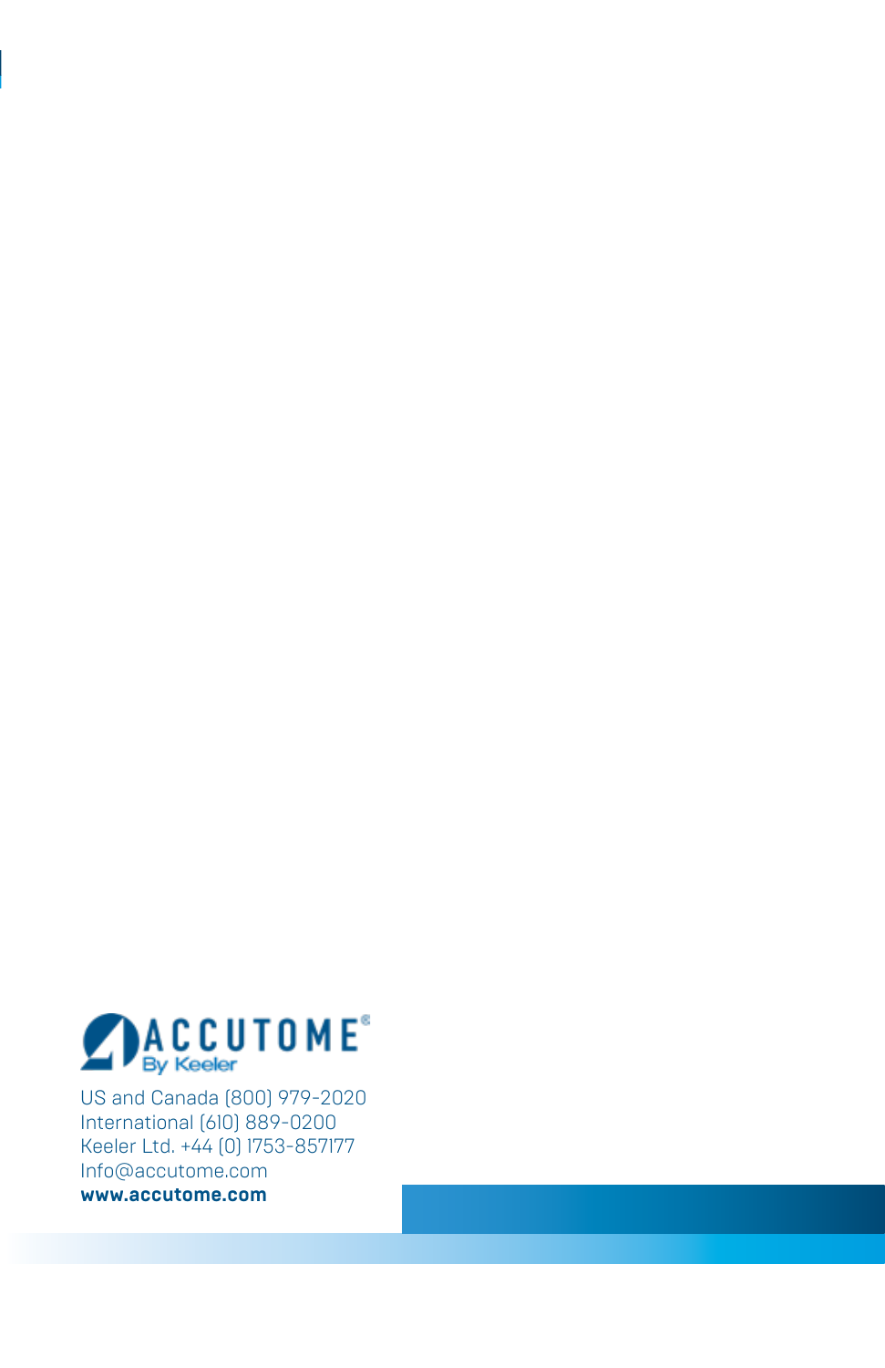ACCUTOME®
By Keeler

US and Canada (800) 979-2020
International (610) 889-0200
Keeler Ltd. +44 (0) 1753-857177
Info@accutome.com
**www.accutome.com**